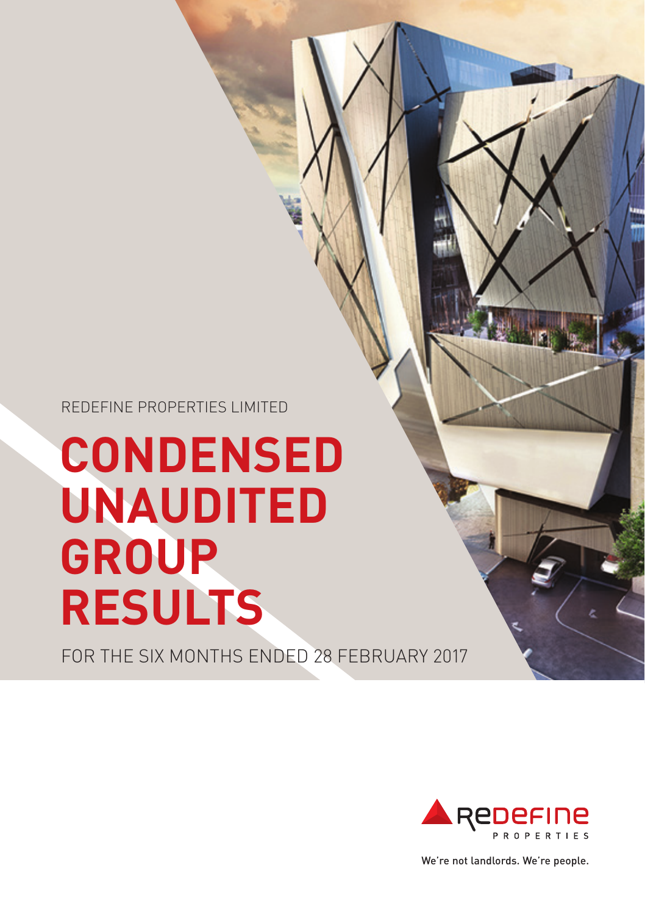REDEFINE PROPERTIES LIMITED

# CONDENSED UNAUDITED GROUP RESULTS

FOR THE SIX MONTHS ENDED 28 FEBRUARY 2017

REDEFINE PROPERTIES

We're not landlords. We're people.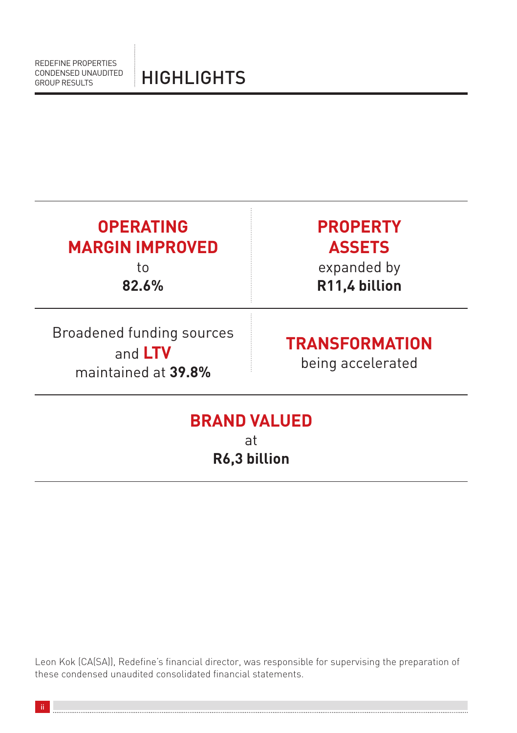# HIGHLIGHTS

**OPERATING MARGIN IMPROVED**
to
**82.6%**

**PROPERTY ASSETS**
expanded by
**R11,4 billion**

Broadened funding sources
and **LTV**
maintained at **39.8%**

**TRANSFORMATION**
being accelerated

**BRAND VALUED**
at
**R6,3 billion**

Leon Kok (CA(SA)), Redefine's financial director, was responsible for supervising the preparation of these condensed unaudited consolidated financial statements.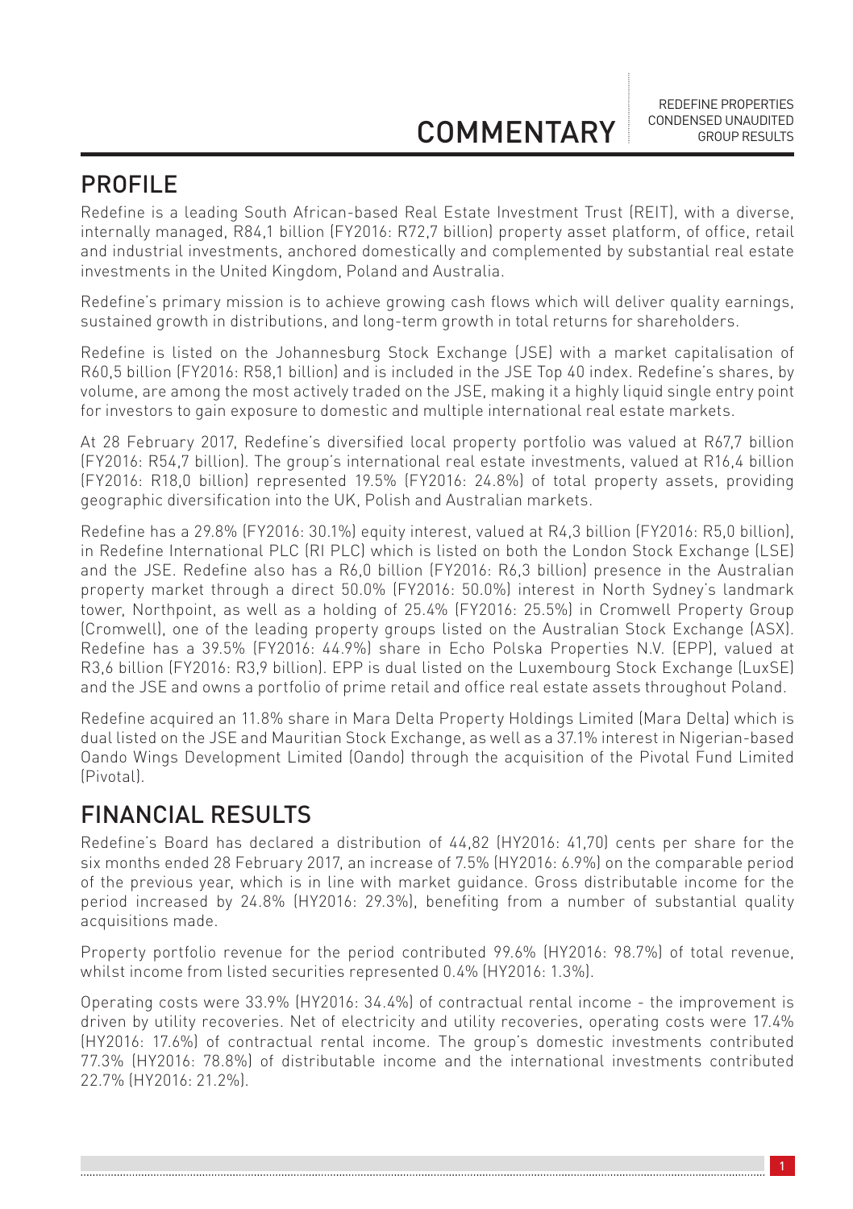# COMMENTARY

## PROFILE

Redefine is a leading South African-based Real Estate Investment Trust (REIT), with a diverse, internally managed, R84,1 billion (FY2016: R72,7 billion) property asset platform, of office, retail and industrial investments, anchored domestically and complemented by substantial real estate investments in the United Kingdom, Poland and Australia.

Redefine's primary mission is to achieve growing cash flows which will deliver quality earnings, sustained growth in distributions, and long-term growth in total returns for shareholders.

Redefine is listed on the Johannesburg Stock Exchange (JSE) with a market capitalisation of R60,5 billion (FY2016: R58,1 billion) and is included in the JSE Top 40 index. Redefine's shares, by volume, are among the most actively traded on the JSE, making it a highly liquid single entry point for investors to gain exposure to domestic and multiple international real estate markets.

At 28 February 2017, Redefine's diversified local property portfolio was valued at R67,7 billion (FY2016: R54,7 billion). The group's international real estate investments, valued at R16,4 billion (FY2016: R18,0 billion) represented 19.5% (FY2016: 24.8%) of total property assets, providing geographic diversification into the UK, Polish and Australian markets.

Redefine has a 29.8% (FY2016: 30.1%) equity interest, valued at R4,3 billion (FY2016: R5,0 billion), in Redefine International PLC (RI PLC) which is listed on both the London Stock Exchange (LSE) and the JSE. Redefine also has a R6,0 billion (FY2016: R6,3 billion) presence in the Australian property market through a direct 50.0% (FY2016: 50.0%) interest in North Sydney's landmark tower, Northpoint, as well as a holding of 25.4% (FY2016: 25.5%) in Cromwell Property Group (Cromwell), one of the leading property groups listed on the Australian Stock Exchange (ASX). Redefine has a 39.5% (FY2016: 44.9%) share in Echo Polska Properties N.V. (EPP), valued at R3,6 billion (FY2016: R3,9 billion). EPP is dual listed on the Luxembourg Stock Exchange (LuxSE) and the JSE and owns a portfolio of prime retail and office real estate assets throughout Poland.

Redefine acquired an 11.8% share in Mara Delta Property Holdings Limited (Mara Delta) which is dual listed on the JSE and Mauritian Stock Exchange, as well as a 37.1% interest in Nigerian-based Oando Wings Development Limited (Oando) through the acquisition of the Pivotal Fund Limited (Pivotal).

## FINANCIAL RESULTS

Redefine's Board has declared a distribution of 44,82 (HY2016: 41,70) cents per share for the six months ended 28 February 2017, an increase of 7.5% (HY2016: 6.9%) on the comparable period of the previous year, which is in line with market guidance. Gross distributable income for the period increased by 24.8% (HY2016: 29.3%), benefiting from a number of substantial quality acquisitions made.

Property portfolio revenue for the period contributed 99.6% (HY2016: 98.7%) of total revenue, whilst income from listed securities represented 0.4% (HY2016: 1.3%).

Operating costs were 33.9% (HY2016: 34.4%) of contractual rental income - the improvement is driven by utility recoveries. Net of electricity and utility recoveries, operating costs were 17.4% (HY2016: 17.6%) of contractual rental income. The group's domestic investments contributed 77.3% (HY2016: 78.8%) of distributable income and the international investments contributed 22.7% (HY2016: 21.2%).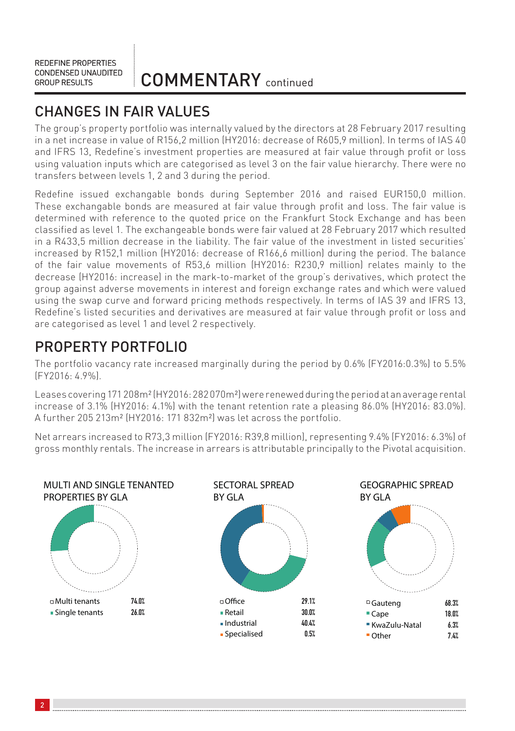# COMMENTARY continued

## CHANGES IN FAIR VALUES

The group's property portfolio was internally valued by the directors at 28 February 2017 resulting in a net increase in value of R156,2 million (HY2016: decrease of R605,9 million). In terms of IAS 40 and IFRS 13, Redefine's investment properties are measured at fair value through profit or loss using valuation inputs which are categorised as level 3 on the fair value hierarchy. There were no transfers between levels 1, 2 and 3 during the period.

Redefine issued exchangable bonds during September 2016 and raised EUR150,0 million. These exchangable bonds are measured at fair value through profit and loss. The fair value is determined with reference to the quoted price on the Frankfurt Stock Exchange and has been classified as level 1. The exchangeable bonds were fair valued at 28 February 2017 which resulted in a R433,5 million decrease in the liability. The fair value of the investment in listed securities' increased by R152,1 million (HY2016: decrease of R166,6 million) during the period. The balance of the fair value movements of R53,6 million (HY2016: R230,9 million) relates mainly to the decrease (HY2016: increase) in the mark-to-market of the group's derivatives, which protect the group against adverse movements in interest and foreign exchange rates and which were valued using the swap curve and forward pricing methods respectively. In terms of IAS 39 and IFRS 13, Redefine's listed securities and derivatives are measured at fair value through profit or loss and are categorised as level 1 and level 2 respectively.

## PROPERTY PORTFOLIO

The portfolio vacancy rate increased marginally during the period by 0.6% (FY2016:0.3%) to 5.5% (FY2016: 4.9%).

Leases covering 171 208m² (HY2016: 282 070m²) were renewed during the period at an average rental increase of 3.1% (HY2016: 4.1%) with the tenant retention rate a pleasing 86.0% (HY2016: 83.0%). A further 205 213m² (HY2016: 171 832m²) was let across the portfolio.

Net arrears increased to R73,3 million (FY2016: R39,8 million), representing 9.4% (FY2016: 6.3%) of gross monthly rentals. The increase in arrears is attributable principally to the Pivotal acquisition.

**MULTI AND SINGLE TENANTED PROPERTIES BY GLA**

| | |
|---|---|
| Multi tenants | 74.0% |
| Single tenants | 26.0% |

**SECTORAL SPREAD BY GLA**

| | |
|---|---|
| Office | 29.1% |
| Retail | 30.0% |
| Industrial | 40.4% |
| Specialised | 0.5% |

**GEOGRAPHIC SPREAD BY GLA**

| | |
|---|---|
| Gauteng | 68.3% |
| Cape | 18.0% |
| KwaZulu-Natal | 6.3% |
| Other | 7.4% |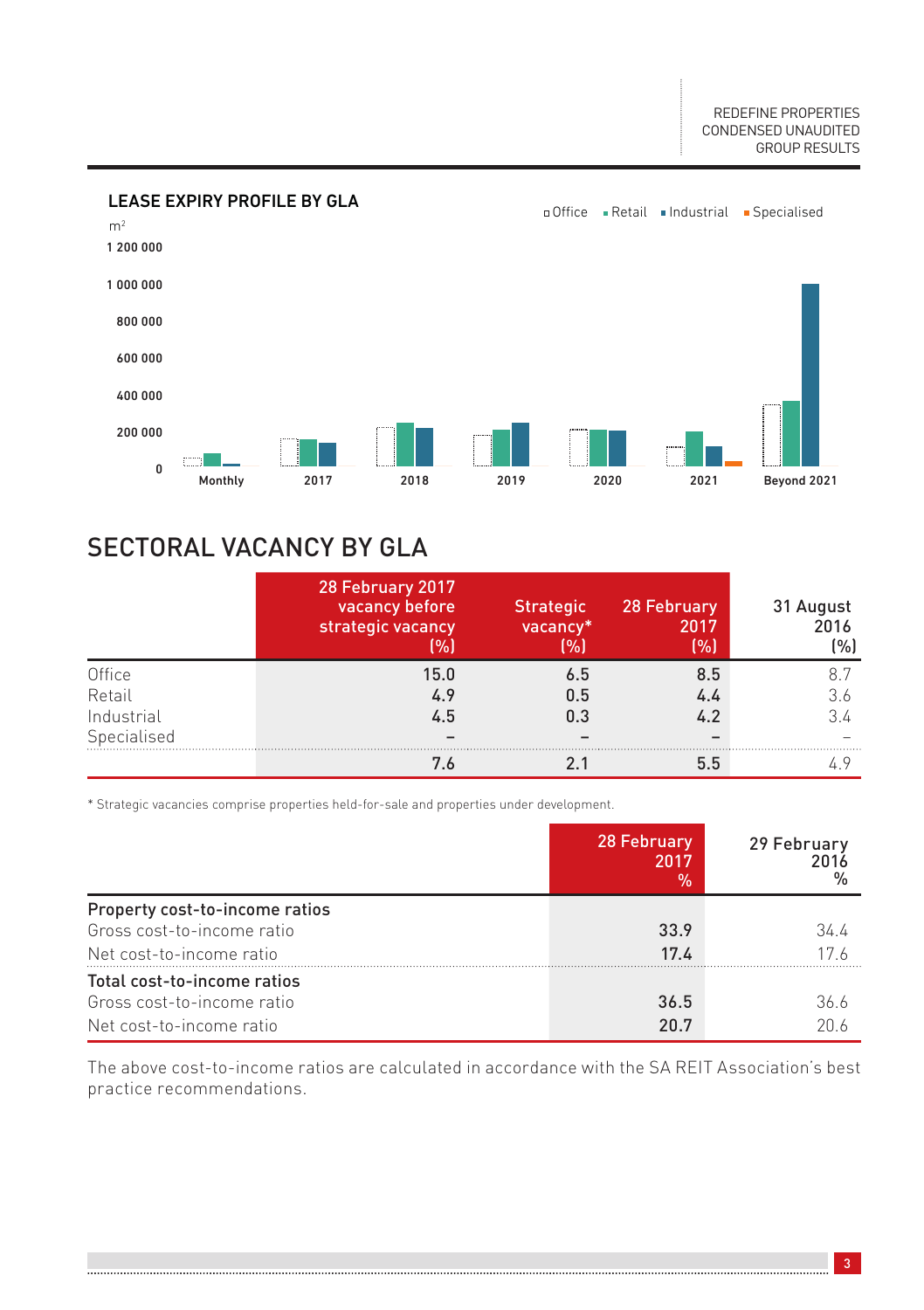## LEASE EXPIRY PROFILE BY GLA

m²

Office · Retail · Industrial · Specialised

1 200 000
1 000 000
800 000
600 000
400 000
200 000
0

Monthly · 2017 · 2018 · 2019 · 2020 · 2021 · Beyond 2021

## SECTORAL VACANCY BY GLA

| | 28 February 2017 vacancy before strategic vacancy (%) | Strategic vacancy* (%) | 28 February 2017 (%) | 31 August 2016 (%) |
|---|---|---|---|---|
| Office | **15.0** | **6.5** | **8.5** | 8.7 |
| Retail | **4.9** | **0.5** | **4.4** | 3.6 |
| Industrial | **4.5** | **0.3** | **4.2** | 3.4 |
| Specialised | **–** | **–** | **–** | – |
| | **7.6** | **2.1** | **5.5** | 4.9 |

\* Strategic vacancies comprise properties held-for-sale and properties under development.

| | 28 February 2017 % | 29 February 2016 % |
|---|---|---|
| **Property cost-to-income ratios** | | |
| Gross cost-to-income ratio | **33.9** | 34.4 |
| Net cost-to-income ratio | **17.4** | 17.6 |
| **Total cost-to-income ratios** | | |
| Gross cost-to-income ratio | **36.5** | 36.6 |
| Net cost-to-income ratio | **20.7** | 20.6 |

The above cost-to-income ratios are calculated in accordance with the SA REIT Association's best practice recommendations.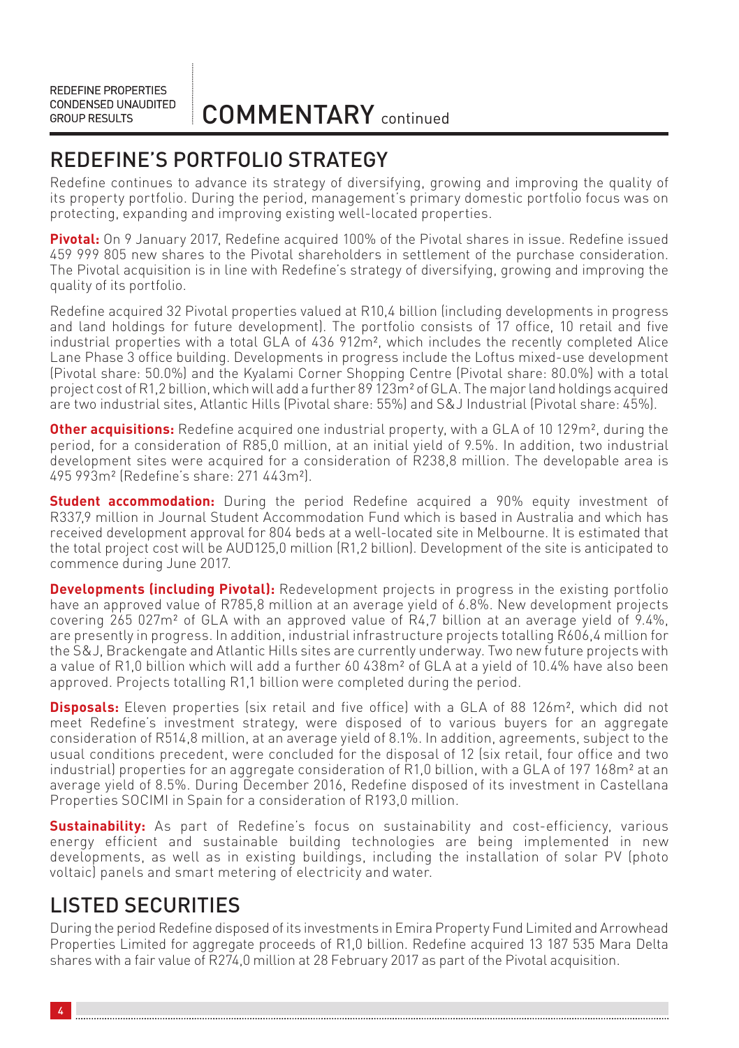## REDEFINE'S PORTFOLIO STRATEGY

Redefine continues to advance its strategy of diversifying, growing and improving the quality of its property portfolio. During the period, management's primary domestic portfolio focus was on protecting, expanding and improving existing well-located properties.

**Pivotal:** On 9 January 2017, Redefine acquired 100% of the Pivotal shares in issue. Redefine issued 459 999 805 new shares to the Pivotal shareholders in settlement of the purchase consideration. The Pivotal acquisition is in line with Redefine's strategy of diversifying, growing and improving the quality of its portfolio.

Redefine acquired 32 Pivotal properties valued at R10,4 billion (including developments in progress and land holdings for future development). The portfolio consists of 17 office, 10 retail and five industrial properties with a total GLA of 436 912m², which includes the recently completed Alice Lane Phase 3 office building. Developments in progress include the Loftus mixed-use development (Pivotal share: 50.0%) and the Kyalami Corner Shopping Centre (Pivotal share: 80.0%) with a total project cost of R1,2 billion, which will add a further 89 123m² of GLA. The major land holdings acquired are two industrial sites, Atlantic Hills (Pivotal share: 55%) and S&J Industrial (Pivotal share: 45%).

**Other acquisitions:** Redefine acquired one industrial property, with a GLA of 10 129m², during the period, for a consideration of R85,0 million, at an initial yield of 9.5%. In addition, two industrial development sites were acquired for a consideration of R238,8 million. The developable area is 495 993m² (Redefine's share: 271 443m²).

**Student accommodation:** During the period Redefine acquired a 90% equity investment of R337,9 million in Journal Student Accommodation Fund which is based in Australia and which has received development approval for 804 beds at a well-located site in Melbourne. It is estimated that the total project cost will be AUD125,0 million (R1,2 billion). Development of the site is anticipated to commence during June 2017.

**Developments (including Pivotal):** Redevelopment projects in progress in the existing portfolio have an approved value of R785,8 million at an average yield of 6.8%. New development projects covering 265 027m² of GLA with an approved value of R4,7 billion at an average yield of 9.4%, are presently in progress. In addition, industrial infrastructure projects totalling R606,4 million for the S&J, Brackengate and Atlantic Hills sites are currently underway. Two new future projects with a value of R1,0 billion which will add a further 60 438m² of GLA at a yield of 10.4% have also been approved. Projects totalling R1,1 billion were completed during the period.

**Disposals:** Eleven properties (six retail and five office) with a GLA of 88 126m², which did not meet Redefine's investment strategy, were disposed of to various buyers for an aggregate consideration of R514,8 million, at an average yield of 8.1%. In addition, agreements, subject to the usual conditions precedent, were concluded for the disposal of 12 (six retail, four office and two industrial) properties for an aggregate consideration of R1,0 billion, with a GLA of 197 168m² at an average yield of 8.5%. During December 2016, Redefine disposed of its investment in Castellana Properties SOCIMI in Spain for a consideration of R193,0 million.

**Sustainability:** As part of Redefine's focus on sustainability and cost-efficiency, various energy efficient and sustainable building technologies are being implemented in new developments, as well as in existing buildings, including the installation of solar PV (photo voltaic) panels and smart metering of electricity and water.

## LISTED SECURITIES

During the period Redefine disposed of its investments in Emira Property Fund Limited and Arrowhead Properties Limited for aggregate proceeds of R1,0 billion. Redefine acquired 13 187 535 Mara Delta shares with a fair value of R274,0 million at 28 February 2017 as part of the Pivotal acquisition.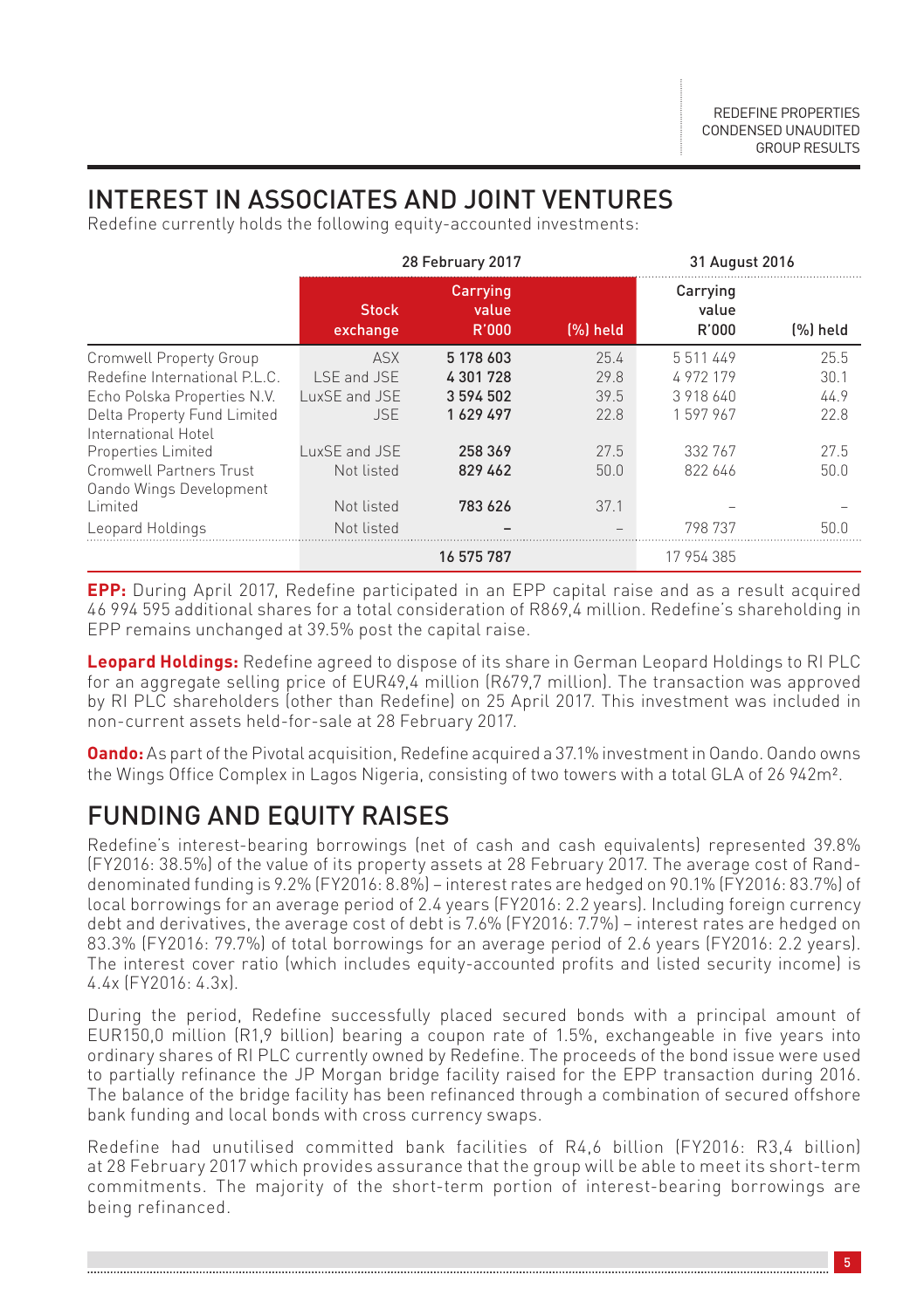# INTEREST IN ASSOCIATES AND JOINT VENTURES

Redefine currently holds the following equity-accounted investments:

| | 28 February 2017 | | | 31 August 2016 | |
|---|---|---|---|---|---|
| | Stock exchange | Carrying value R'000 | (%) held | Carrying value R'000 | (%) held |
| Cromwell Property Group | ASX | **5 178 603** | 25.4 | 5 511 449 | 25.5 |
| Redefine International P.L.C. | LSE and JSE | **4 301 728** | 29.8 | 4 972 179 | 30.1 |
| Echo Polska Properties N.V. | LuxSE and JSE | **3 594 502** | 39.5 | 3 918 640 | 44.9 |
| Delta Property Fund Limited | JSE | **1 629 497** | 22.8 | 1 597 967 | 22.8 |
| International Hotel Properties Limited | LuxSE and JSE | **258 369** | 27.5 | 332 767 | 27.5 |
| Cromwell Partners Trust | Not listed | **829 462** | 50.0 | 822 646 | 50.0 |
| Oando Wings Development Limited | Not listed | **783 626** | 37.1 | – | – |
| Leopard Holdings | Not listed | **–** | – | 798 737 | 50.0 |
| | | **16 575 787** | | 17 954 385 | |

**EPP:** During April 2017, Redefine participated in an EPP capital raise and as a result acquired 46 994 595 additional shares for a total consideration of R869,4 million. Redefine's shareholding in EPP remains unchanged at 39.5% post the capital raise.

**Leopard Holdings:** Redefine agreed to dispose of its share in German Leopard Holdings to RI PLC for an aggregate selling price of EUR49,4 million (R679,7 million). The transaction was approved by RI PLC shareholders (other than Redefine) on 25 April 2017. This investment was included in non-current assets held-for-sale at 28 February 2017.

**Oando:** As part of the Pivotal acquisition, Redefine acquired a 37.1% investment in Oando. Oando owns the Wings Office Complex in Lagos Nigeria, consisting of two towers with a total GLA of 26 942m².

# FUNDING AND EQUITY RAISES

Redefine's interest-bearing borrowings (net of cash and cash equivalents) represented 39.8% (FY2016: 38.5%) of the value of its property assets at 28 February 2017. The average cost of Rand-denominated funding is 9.2% (FY2016: 8.8%) – interest rates are hedged on 90.1% (FY2016: 83.7%) of local borrowings for an average period of 2.4 years (FY2016: 2.2 years). Including foreign currency debt and derivatives, the average cost of debt is 7.6% (FY2016: 7.7%) – interest rates are hedged on 83.3% (FY2016: 79.7%) of total borrowings for an average period of 2.6 years (FY2016: 2.2 years). The interest cover ratio (which includes equity-accounted profits and listed security income) is 4.4x (FY2016: 4.3x).

During the period, Redefine successfully placed secured bonds with a principal amount of EUR150,0 million (R1,9 billion) bearing a coupon rate of 1.5%, exchangeable in five years into ordinary shares of RI PLC currently owned by Redefine. The proceeds of the bond issue were used to partially refinance the JP Morgan bridge facility raised for the EPP transaction during 2016. The balance of the bridge facility has been refinanced through a combination of secured offshore bank funding and local bonds with cross currency swaps.

Redefine had unutilised committed bank facilities of R4,6 billion (FY2016: R3,4 billion) at 28 February 2017 which provides assurance that the group will be able to meet its short-term commitments. The majority of the short-term portion of interest-bearing borrowings are being refinanced.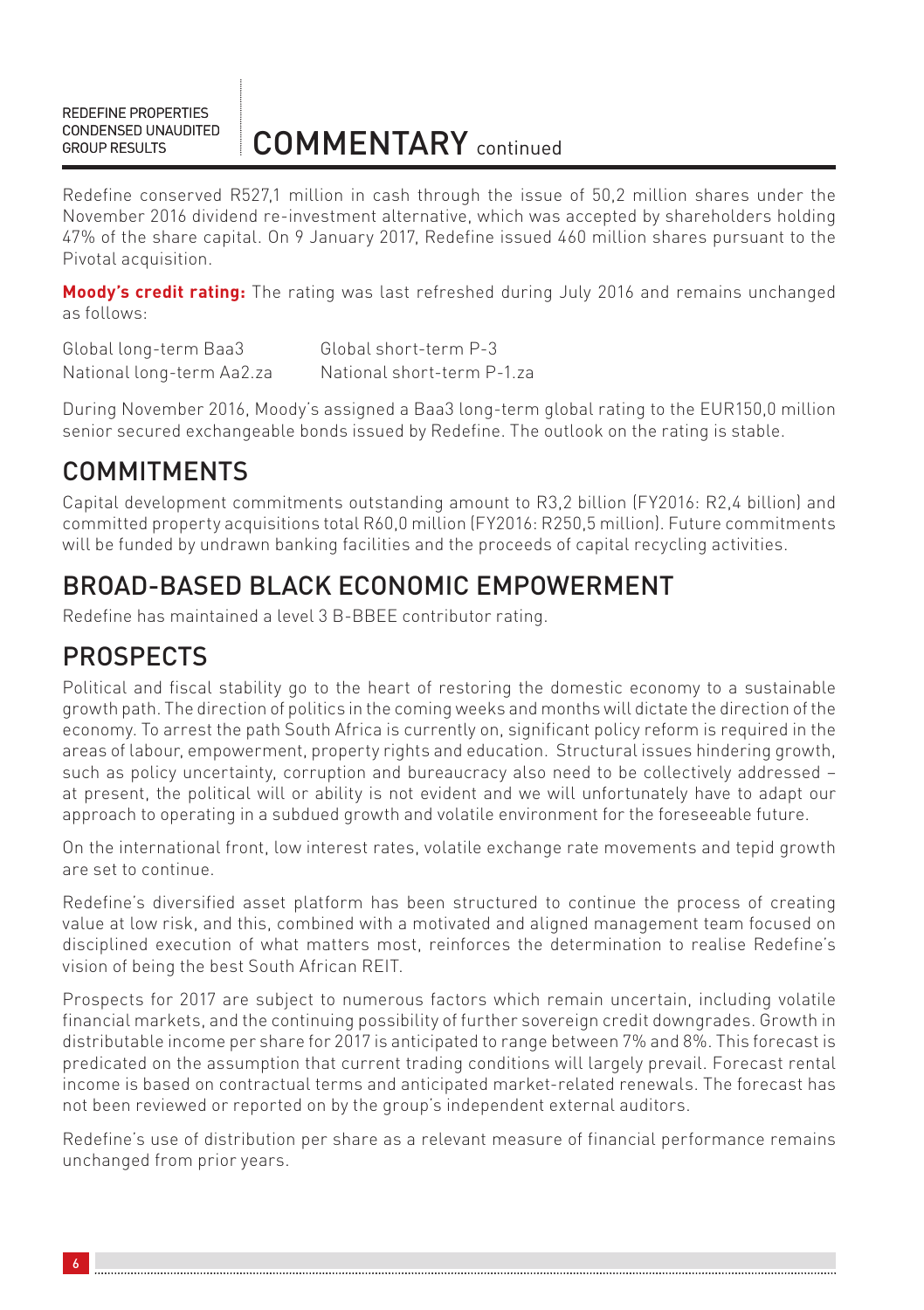Redefine conserved R527,1 million in cash through the issue of 50,2 million shares under the November 2016 dividend re-investment alternative, which was accepted by shareholders holding 47% of the share capital. On 9 January 2017, Redefine issued 460 million shares pursuant to the Pivotal acquisition.

**Moody's credit rating:** The rating was last refreshed during July 2016 and remains unchanged as follows:

| | |
|---|---|
| Global long-term Baa3 | Global short-term P-3 |
| National long-term Aa2.za | National short-term P-1.za |

During November 2016, Moody's assigned a Baa3 long-term global rating to the EUR150,0 million senior secured exchangeable bonds issued by Redefine. The outlook on the rating is stable.

## COMMITMENTS

Capital development commitments outstanding amount to R3,2 billion (FY2016: R2,4 billion) and committed property acquisitions total R60,0 million (FY2016: R250,5 million). Future commitments will be funded by undrawn banking facilities and the proceeds of capital recycling activities.

## BROAD-BASED BLACK ECONOMIC EMPOWERMENT

Redefine has maintained a level 3 B-BBEE contributor rating.

## PROSPECTS

Political and fiscal stability go to the heart of restoring the domestic economy to a sustainable growth path. The direction of politics in the coming weeks and months will dictate the direction of the economy. To arrest the path South Africa is currently on, significant policy reform is required in the areas of labour, empowerment, property rights and education. Structural issues hindering growth, such as policy uncertainty, corruption and bureaucracy also need to be collectively addressed – at present, the political will or ability is not evident and we will unfortunately have to adapt our approach to operating in a subdued growth and volatile environment for the foreseeable future.

On the international front, low interest rates, volatile exchange rate movements and tepid growth are set to continue.

Redefine's diversified asset platform has been structured to continue the process of creating value at low risk, and this, combined with a motivated and aligned management team focused on disciplined execution of what matters most, reinforces the determination to realise Redefine's vision of being the best South African REIT.

Prospects for 2017 are subject to numerous factors which remain uncertain, including volatile financial markets, and the continuing possibility of further sovereign credit downgrades. Growth in distributable income per share for 2017 is anticipated to range between 7% and 8%. This forecast is predicated on the assumption that current trading conditions will largely prevail. Forecast rental income is based on contractual terms and anticipated market-related renewals. The forecast has not been reviewed or reported on by the group's independent external auditors.

Redefine's use of distribution per share as a relevant measure of financial performance remains unchanged from prior years.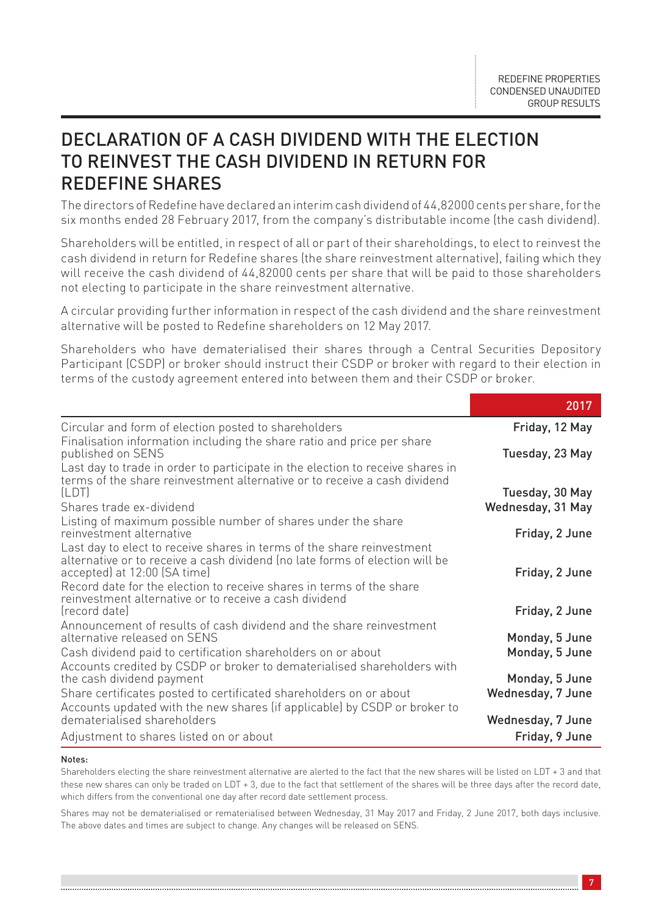# DECLARATION OF A CASH DIVIDEND WITH THE ELECTION TO REINVEST THE CASH DIVIDEND IN RETURN FOR REDEFINE SHARES

The directors of Redefine have declared an interim cash dividend of 44,82000 cents per share, for the six months ended 28 February 2017, from the company's distributable income (the cash dividend).

Shareholders will be entitled, in respect of all or part of their shareholdings, to elect to reinvest the cash dividend in return for Redefine shares (the share reinvestment alternative), failing which they will receive the cash dividend of 44,82000 cents per share that will be paid to those shareholders not electing to participate in the share reinvestment alternative.

A circular providing further information in respect of the cash dividend and the share reinvestment alternative will be posted to Redefine shareholders on 12 May 2017.

Shareholders who have dematerialised their shares through a Central Securities Depository Participant (CSDP) or broker should instruct their CSDP or broker with regard to their election in terms of the custody agreement entered into between them and their CSDP or broker.

| | 2017 |
|---|---|
| Circular and form of election posted to shareholders | Friday, 12 May |
| Finalisation information including the share ratio and price per share published on SENS | Tuesday, 23 May |
| Last day to trade in order to participate in the election to receive shares in terms of the share reinvestment alternative or to receive a cash dividend (LDT) | Tuesday, 30 May |
| Shares trade ex-dividend | Wednesday, 31 May |
| Listing of maximum possible number of shares under the share reinvestment alternative | Friday, 2 June |
| Last day to elect to receive shares in terms of the share reinvestment alternative or to receive a cash dividend (no late forms of election will be accepted) at 12:00 (SA time) | Friday, 2 June |
| Record date for the election to receive shares in terms of the share reinvestment alternative or to receive a cash dividend (record date) | Friday, 2 June |
| Announcement of results of cash dividend and the share reinvestment alternative released on SENS | Monday, 5 June |
| Cash dividend paid to certification shareholders on or about | Monday, 5 June |
| Accounts credited by CSDP or broker to dematerialised shareholders with the cash dividend payment | Monday, 5 June |
| Share certificates posted to certificated shareholders on or about | Wednesday, 7 June |
| Accounts updated with the new shares (if applicable) by CSDP or broker to dematerialised shareholders | Wednesday, 7 June |
| Adjustment to shares listed on or about | Friday, 9 June |

**Notes:**

Shareholders electing the share reinvestment alternative are alerted to the fact that the new shares will be listed on LDT + 3 and that these new shares can only be traded on LDT + 3, due to the fact that settlement of the shares will be three days after the record date, which differs from the conventional one day after record date settlement process.

Shares may not be dematerialised or rematerialised between Wednesday, 31 May 2017 and Friday, 2 June 2017, both days inclusive. The above dates and times are subject to change. Any changes will be released on SENS.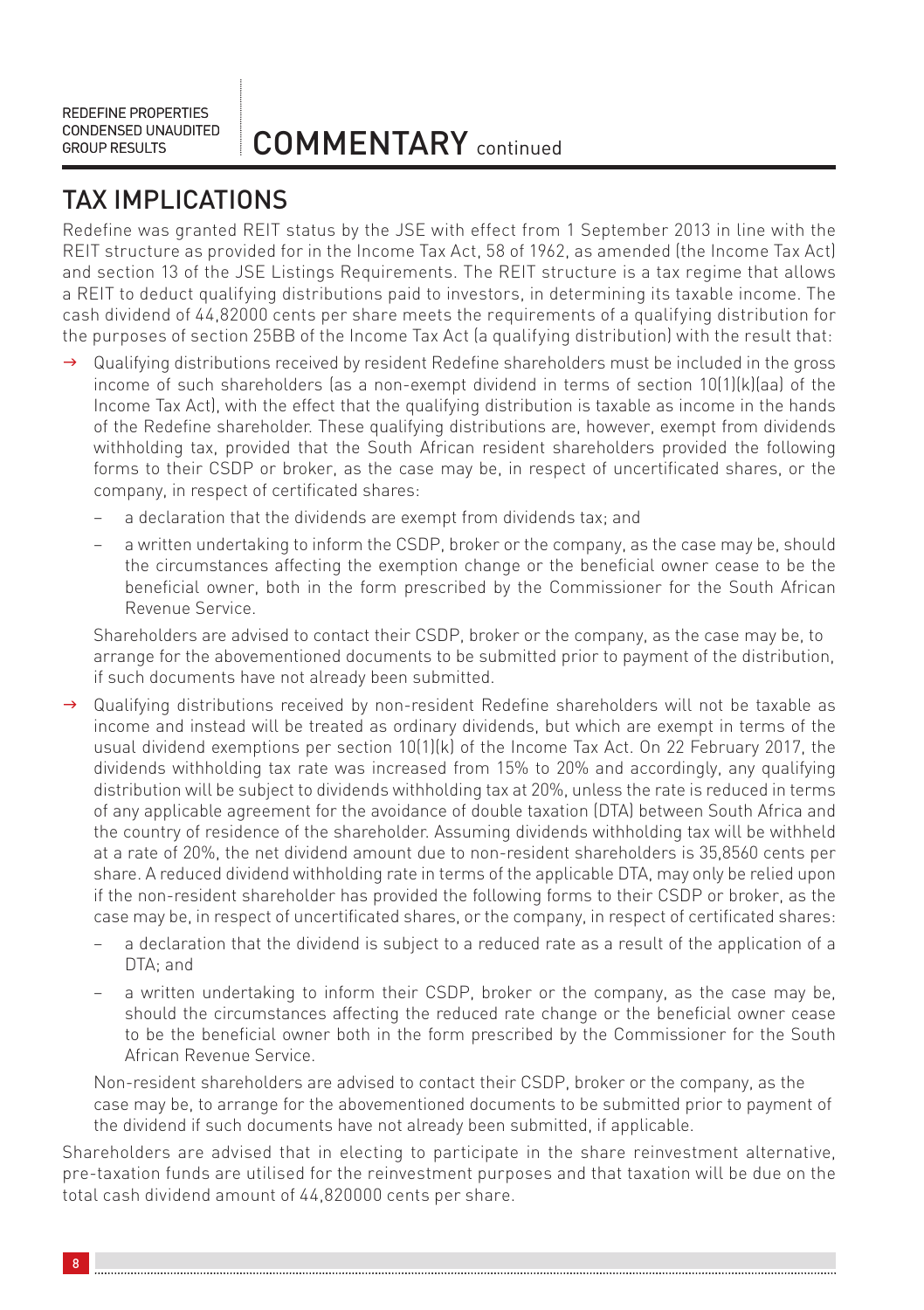## TAX IMPLICATIONS

Redefine was granted REIT status by the JSE with effect from 1 September 2013 in line with the REIT structure as provided for in the Income Tax Act, 58 of 1962, as amended (the Income Tax Act) and section 13 of the JSE Listings Requirements. The REIT structure is a tax regime that allows a REIT to deduct qualifying distributions paid to investors, in determining its taxable income. The cash dividend of 44,82000 cents per share meets the requirements of a qualifying distribution for the purposes of section 25BB of the Income Tax Act (a qualifying distribution) with the result that:

- Qualifying distributions received by resident Redefine shareholders must be included in the gross income of such shareholders (as a non-exempt dividend in terms of section 10(1)(k)(aa) of the Income Tax Act), with the effect that the qualifying distribution is taxable as income in the hands of the Redefine shareholder. These qualifying distributions are, however, exempt from dividends withholding tax, provided that the South African resident shareholders provided the following forms to their CSDP or broker, as the case may be, in respect of uncertificated shares, or the company, in respect of certificated shares:
  - a declaration that the dividends are exempt from dividends tax; and
  - a written undertaking to inform the CSDP, broker or the company, as the case may be, should the circumstances affecting the exemption change or the beneficial owner cease to be the beneficial owner, both in the form prescribed by the Commissioner for the South African Revenue Service.

  Shareholders are advised to contact their CSDP, broker or the company, as the case may be, to arrange for the abovementioned documents to be submitted prior to payment of the distribution, if such documents have not already been submitted.

- Qualifying distributions received by non-resident Redefine shareholders will not be taxable as income and instead will be treated as ordinary dividends, but which are exempt in terms of the usual dividend exemptions per section 10(1)(k) of the Income Tax Act. On 22 February 2017, the dividends withholding tax rate was increased from 15% to 20% and accordingly, any qualifying distribution will be subject to dividends withholding tax at 20%, unless the rate is reduced in terms of any applicable agreement for the avoidance of double taxation (DTA) between South Africa and the country of residence of the shareholder. Assuming dividends withholding tax will be withheld at a rate of 20%, the net dividend amount due to non-resident shareholders is 35,8560 cents per share. A reduced dividend withholding rate in terms of the applicable DTA, may only be relied upon if the non-resident shareholder has provided the following forms to their CSDP or broker, as the case may be, in respect of uncertificated shares, or the company, in respect of certificated shares:
  - a declaration that the dividend is subject to a reduced rate as a result of the application of a DTA; and
  - a written undertaking to inform their CSDP, broker or the company, as the case may be, should the circumstances affecting the reduced rate change or the beneficial owner cease to be the beneficial owner both in the form prescribed by the Commissioner for the South African Revenue Service.

  Non-resident shareholders are advised to contact their CSDP, broker or the company, as the case may be, to arrange for the abovementioned documents to be submitted prior to payment of the dividend if such documents have not already been submitted, if applicable.

Shareholders are advised that in electing to participate in the share reinvestment alternative, pre-taxation funds are utilised for the reinvestment purposes and that taxation will be due on the total cash dividend amount of 44,820000 cents per share.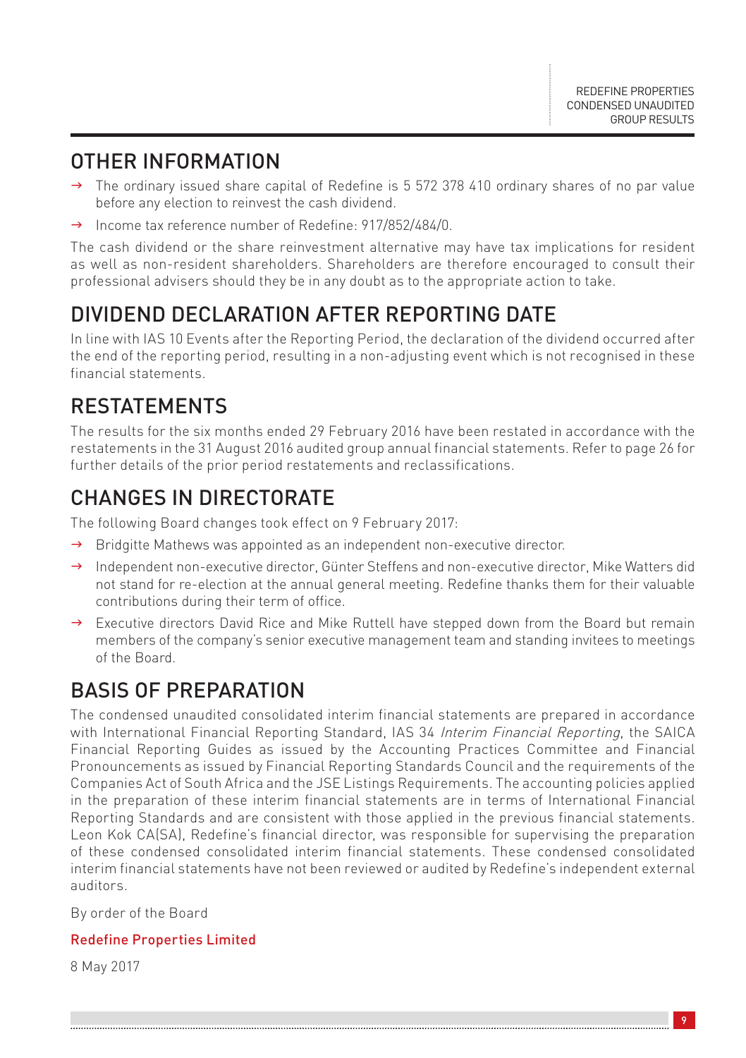## OTHER INFORMATION

- The ordinary issued share capital of Redefine is 5 572 378 410 ordinary shares of no par value before any election to reinvest the cash dividend.
- Income tax reference number of Redefine: 917/852/484/0.

The cash dividend or the share reinvestment alternative may have tax implications for resident as well as non-resident shareholders. Shareholders are therefore encouraged to consult their professional advisers should they be in any doubt as to the appropriate action to take.

## DIVIDEND DECLARATION AFTER REPORTING DATE

In line with IAS 10 Events after the Reporting Period, the declaration of the dividend occurred after the end of the reporting period, resulting in a non-adjusting event which is not recognised in these financial statements.

## RESTATEMENTS

The results for the six months ended 29 February 2016 have been restated in accordance with the restatements in the 31 August 2016 audited group annual financial statements. Refer to page 26 for further details of the prior period restatements and reclassifications.

## CHANGES IN DIRECTORATE

The following Board changes took effect on 9 February 2017:

- Bridgitte Mathews was appointed as an independent non-executive director.
- Independent non-executive director, Günter Steffens and non-executive director, Mike Watters did not stand for re-election at the annual general meeting. Redefine thanks them for their valuable contributions during their term of office.
- Executive directors David Rice and Mike Ruttell have stepped down from the Board but remain members of the company's senior executive management team and standing invitees to meetings of the Board.

## BASIS OF PREPARATION

The condensed unaudited consolidated interim financial statements are prepared in accordance with International Financial Reporting Standard, IAS 34 *Interim Financial Reporting*, the SAICA Financial Reporting Guides as issued by the Accounting Practices Committee and Financial Pronouncements as issued by Financial Reporting Standards Council and the requirements of the Companies Act of South Africa and the JSE Listings Requirements. The accounting policies applied in the preparation of these interim financial statements are in terms of International Financial Reporting Standards and are consistent with those applied in the previous financial statements. Leon Kok CA(SA), Redefine's financial director, was responsible for supervising the preparation of these condensed consolidated interim financial statements. These condensed consolidated interim financial statements have not been reviewed or audited by Redefine's independent external auditors.

By order of the Board

**Redefine Properties Limited**

8 May 2017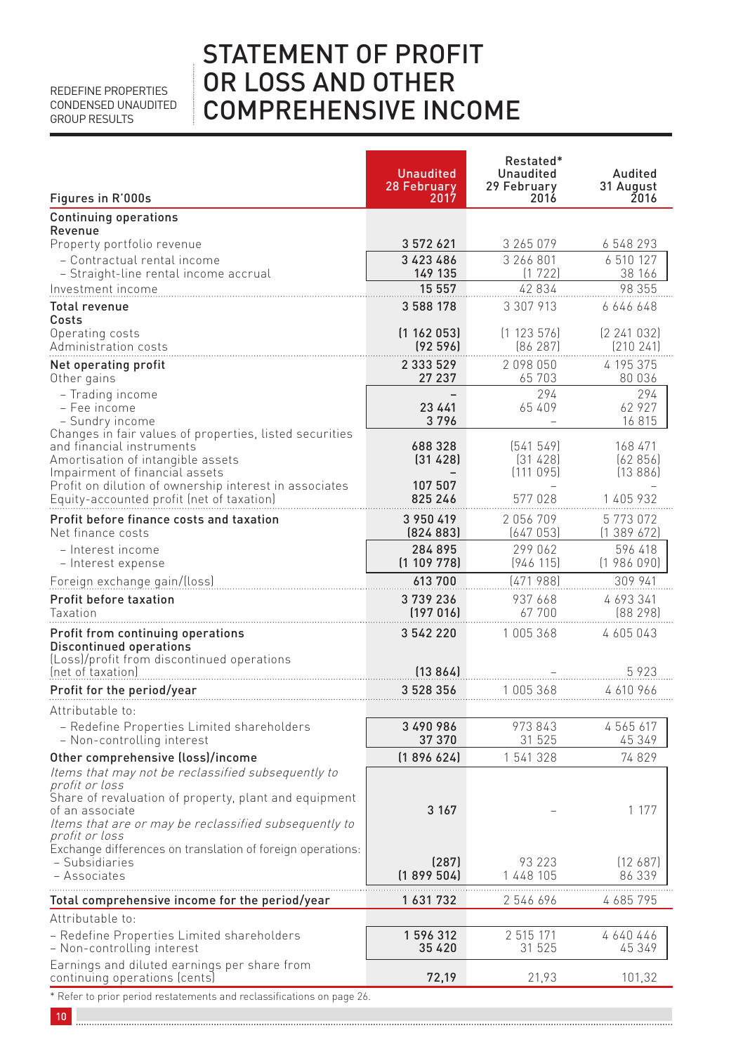# STATEMENT OF PROFIT OR LOSS AND OTHER COMPREHENSIVE INCOME

| Figures in R'000s | Unaudited 28 February 2017 | Restated* Unaudited 29 February 2016 | Audited 31 August 2016 |
|---|---|---|---|
| **Continuing operations** | | | |
| **Revenue** | | | |
| Property portfolio revenue | 3 572 621 | 3 265 079 | 6 548 293 |
| – Contractual rental income | 3 423 486 | 3 266 801 | 6 510 127 |
| – Straight-line rental income accrual | 149 135 | (1 722) | 38 166 |
| Investment income | 15 557 | 42 834 | 98 355 |
| **Total revenue** | 3 588 178 | 3 307 913 | 6 646 648 |
| **Costs** | | | |
| Operating costs | (1 162 053) | (1 123 576) | (2 241 032) |
| Administration costs | (92 596) | (86 287) | (210 241) |
| **Net operating profit** | 2 333 529 | 2 098 050 | 4 195 375 |
| Other gains | 27 237 | 65 703 | 80 036 |
| – Trading income | – | 294 | 294 |
| – Fee income | 23 441 | 65 409 | 62 927 |
| – Sundry income | 3 796 | – | 16 815 |
| Changes in fair values of properties, listed securities and financial instruments | 688 328 | (541 549) | 168 471 |
| Amortisation of intangible assets | (31 428) | (31 428) | (62 856) |
| Impairment of financial assets | – | (111 095) | (13 886) |
| Profit on dilution of ownership interest in associates | 107 507 | – | – |
| Equity-accounted profit (net of taxation) | 825 246 | 577 028 | 1 405 932 |
| **Profit before finance costs and taxation** | 3 950 419 | 2 056 709 | 5 773 072 |
| Net finance costs | (824 883) | (647 053) | (1 389 672) |
| – Interest income | 284 895 | 299 062 | 596 418 |
| – Interest expense | (1 109 778) | (946 115) | (1 986 090) |
| Foreign exchange gain/(loss) | 613 700 | (471 988) | 309 941 |
| **Profit before taxation** | 3 739 236 | 937 668 | 4 693 341 |
| Taxation | (197 016) | 67 700 | (88 298) |
| **Profit from continuing operations** | 3 542 220 | 1 005 368 | 4 605 043 |
| **Discontinued operations** | | | |
| (Loss)/profit from discontinued operations (net of taxation) | (13 864) | – | 5 923 |
| **Profit for the period/year** | 3 528 356 | 1 005 368 | 4 610 966 |
| Attributable to: | | | |
| – Redefine Properties Limited shareholders | 3 490 986 | 973 843 | 4 565 617 |
| – Non-controlling interest | 37 370 | 31 525 | 45 349 |
| **Other comprehensive (loss)/income** | (1 896 624) | 1 541 328 | 74 829 |
| *Items that may not be reclassified subsequently to profit or loss* | | | |
| Share of revaluation of property, plant and equipment of an associate | 3 167 | – | 1 177 |
| *Items that are or may be reclassified subsequently to profit or loss* | | | |
| Exchange differences on translation of foreign operations: | | | |
| – Subsidiaries | (287) | 93 223 | (12 687) |
| – Associates | (1 899 504) | 1 448 105 | 86 339 |
| **Total comprehensive income for the period/year** | 1 631 732 | 2 546 696 | 4 685 795 |
| Attributable to: | | | |
| – Redefine Properties Limited shareholders | 1 596 312 | 2 515 171 | 4 640 446 |
| – Non-controlling interest | 35 420 | 31 525 | 45 349 |
| Earnings and diluted earnings per share from continuing operations (cents) | 72,19 | 21,93 | 101,32 |

* Refer to prior period restatements and reclassifications on page 26.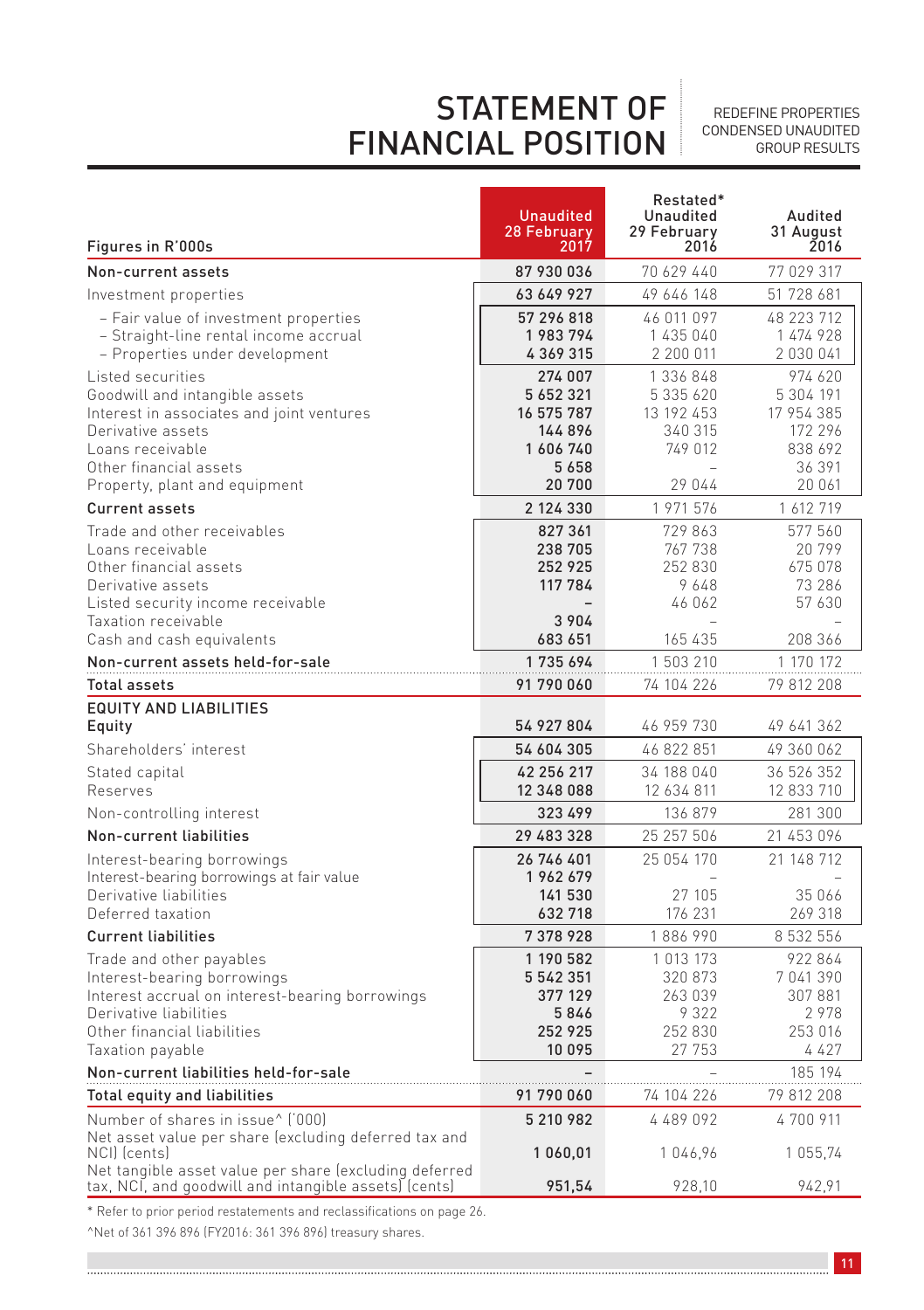# STATEMENT OF FINANCIAL POSITION

REDEFINE PROPERTIES CONDENSED UNAUDITED GROUP RESULTS

| Figures in R'000s | Unaudited 28 February 2017 | Restated* Unaudited 29 February 2016 | Audited 31 August 2016 |
|---|---|---|---|
| **Non-current assets** | **87 930 036** | 70 629 440 | 77 029 317 |
| Investment properties | **63 649 927** | 49 646 148 | 51 728 681 |
| – Fair value of investment properties | **57 296 818** | 46 011 097 | 48 223 712 |
| – Straight-line rental income accrual | **1 983 794** | 1 435 040 | 1 474 928 |
| – Properties under development | **4 369 315** | 2 200 011 | 2 030 041 |
| Listed securities | **274 007** | 1 336 848 | 974 620 |
| Goodwill and intangible assets | **5 652 321** | 5 335 620 | 5 304 191 |
| Interest in associates and joint ventures | **16 575 787** | 13 192 453 | 17 954 385 |
| Derivative assets | **144 896** | 340 315 | 172 296 |
| Loans receivable | **1 606 740** | 749 012 | 838 692 |
| Other financial assets | **5 658** | – | 36 391 |
| Property, plant and equipment | **20 700** | 29 044 | 20 061 |
| **Current assets** | **2 124 330** | 1 971 576 | 1 612 719 |
| Trade and other receivables | **827 361** | 729 863 | 577 560 |
| Loans receivable | **238 705** | 767 738 | 20 799 |
| Other financial assets | **252 925** | 252 830 | 675 078 |
| Derivative assets | **117 784** | 9 648 | 73 286 |
| Listed security income receivable | **–** | 46 062 | 57 630 |
| Taxation receivable | **3 904** | – | – |
| Cash and cash equivalents | **683 651** | 165 435 | 208 366 |
| **Non-current assets held-for-sale** | **1 735 694** | 1 503 210 | 1 170 172 |
| **Total assets** | **91 790 060** | 74 104 226 | 79 812 208 |
| **EQUITY AND LIABILITIES** | | | |
| **Equity** | **54 927 804** | 46 959 730 | 49 641 362 |
| Shareholders' interest | **54 604 305** | 46 822 851 | 49 360 062 |
| Stated capital | **42 256 217** | 34 188 040 | 36 526 352 |
| Reserves | **12 348 088** | 12 634 811 | 12 833 710 |
| Non-controlling interest | **323 499** | 136 879 | 281 300 |
| **Non-current liabilities** | **29 483 328** | 25 257 506 | 21 453 096 |
| Interest-bearing borrowings | **26 746 401** | 25 054 170 | 21 148 712 |
| Interest-bearing borrowings at fair value | **1 962 679** | – | – |
| Derivative liabilities | **141 530** | 27 105 | 35 066 |
| Deferred taxation | **632 718** | 176 231 | 269 318 |
| **Current liabilities** | **7 378 928** | 1 886 990 | 8 532 556 |
| Trade and other payables | **1 190 582** | 1 013 173 | 922 864 |
| Interest-bearing borrowings | **5 542 351** | 320 873 | 7 041 390 |
| Interest accrual on interest-bearing borrowings | **377 129** | 263 039 | 307 881 |
| Derivative liabilities | **5 846** | 9 322 | 2 978 |
| Other financial liabilities | **252 925** | 252 830 | 253 016 |
| Taxation payable | **10 095** | 27 753 | 4 427 |
| **Non-current liabilities held-for-sale** | **–** | – | 185 194 |
| **Total equity and liabilities** | **91 790 060** | 74 104 226 | 79 812 208 |
| Number of shares in issue^ ('000) | **5 210 982** | 4 489 092 | 4 700 911 |
| Net asset value per share (excluding deferred tax and NCI) (cents) | **1 060,01** | 1 046,96 | 1 055,74 |
| Net tangible asset value per share (excluding deferred tax, NCI, and goodwill and intangible assets) (cents) | **951,54** | 928,10 | 942,91 |

\* Refer to prior period restatements and reclassifications on page 26.

^Net of 361 396 896 (FY2016: 361 396 896) treasury shares.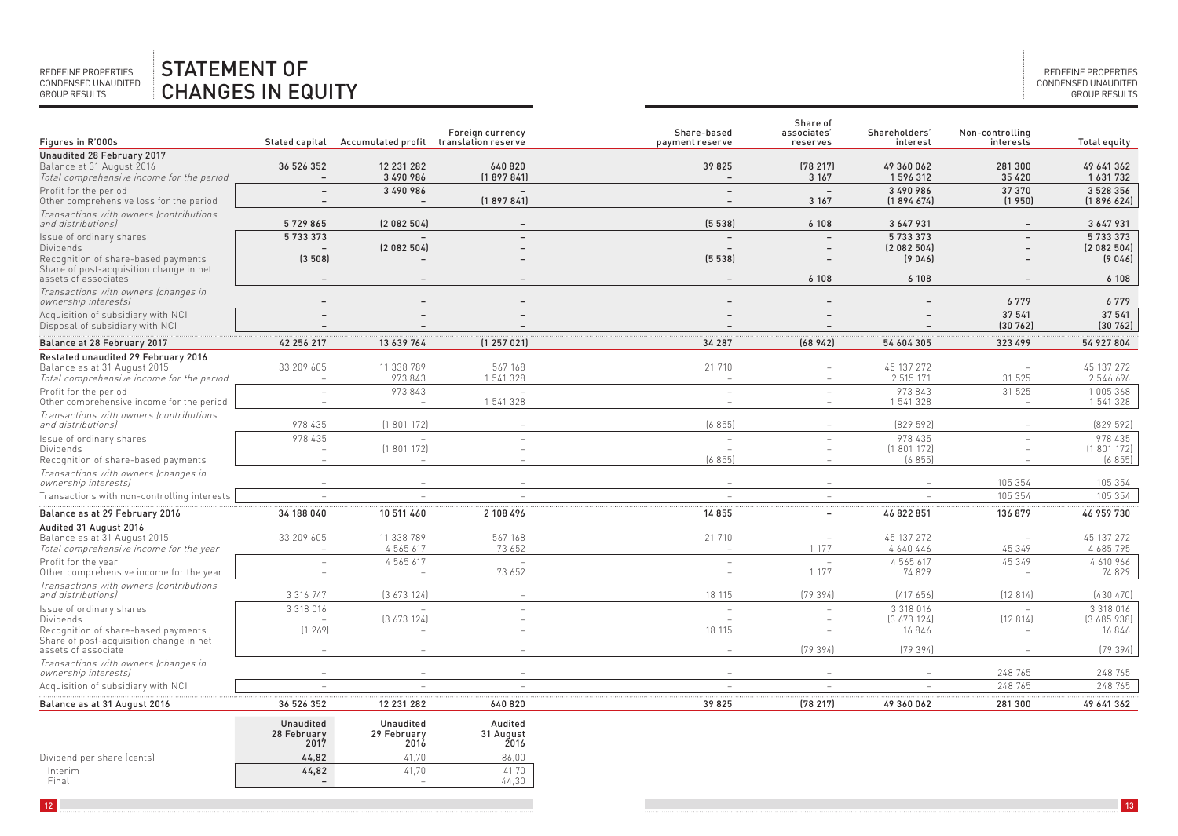# STATEMENT OF CHANGES IN EQUITY

| Figures in R'000s | Stated capital | Accumulated profit | Foreign currency translation reserve | Share-based payment reserve | Share of associates' reserves | Shareholders' interest | Non-controlling interests | Total equity |
|---|---|---|---|---|---|---|---|---|
| **Unaudited 28 February 2017** | | | | | | | | |
| Balance at 31 August 2016 | 36 526 352 | 12 231 282 | 640 820 | 39 825 | (78 217) | 49 360 062 | 281 300 | 49 641 362 |
| *Total comprehensive income for the period* | – | 3 490 986 | (1 897 841) | – | 3 167 | 1 596 312 | 35 420 | 1 631 732 |
| Profit for the period | – | 3 490 986 | – | – | – | 3 490 986 | 37 370 | 3 528 356 |
| Other comprehensive loss for the period | – | – | (1 897 841) | – | 3 167 | (1 894 674) | (1 950) | (1 896 624) |
| *Transactions with owners (contributions and distributions)* | 5 729 865 | (2 082 504) | – | (5 538) | 6 108 | 3 647 931 | – | 3 647 931 |
| Issue of ordinary shares | 5 733 373 | – | – | – | – | 5 733 373 | – | 5 733 373 |
| Dividends | – | (2 082 504) | – | – | – | (2 082 504) | – | (2 082 504) |
| Recognition of share-based payments | (3 508) | – | – | (5 538) | – | (9 046) | – | (9 046) |
| Share of post-acquisition change in net assets of associates | – | – | – | – | 6 108 | 6 108 | – | 6 108 |
| *Transactions with owners (changes in ownership interests)* | – | – | – | – | – | – | 6 779 | 6 779 |
| Acquisition of subsidiary with NCI | – | – | – | – | – | – | 37 541 | 37 541 |
| Disposal of subsidiary with NCI | – | – | – | – | – | – | (30 762) | (30 762) |
| **Balance at 28 February 2017** | **42 256 217** | **13 639 764** | **(1 257 021)** | **34 287** | **(68 942)** | **54 604 305** | **323 499** | **54 927 804** |
| **Restated unaudited 29 February 2016** | | | | | | | | |
| Balance as at 31 August 2015 | 33 209 605 | 11 338 789 | 567 168 | 21 710 | – | 45 137 272 | – | 45 137 272 |
| *Total comprehensive income for the period* | – | 973 843 | 1 541 328 | – | – | 2 515 171 | 31 525 | 2 546 696 |
| Profit for the period | – | 973 843 | – | – | – | 973 843 | 31 525 | 1 005 368 |
| Other comprehensive income for the period | – | – | 1 541 328 | – | – | 1 541 328 | – | 1 541 328 |
| *Transactions with owners (contributions and distributions)* | 978 435 | (1 801 172) | – | (6 855) | – | (829 592) | – | (829 592) |
| Issue of ordinary shares | 978 435 | – | – | – | – | 978 435 | – | 978 435 |
| Dividends | – | (1 801 172) | – | – | – | (1 801 172) | – | (1 801 172) |
| Recognition of share-based payments | – | – | – | (6 855) | – | (6 855) | – | (6 855) |
| *Transactions with owners (changes in ownership interests)* | – | – | – | – | – | – | 105 354 | 105 354 |
| Transactions with non-controlling interests | – | – | – | – | – | – | 105 354 | 105 354 |
| **Balance as at 29 February 2016** | **34 188 040** | **10 511 460** | **2 108 496** | **14 855** | **–** | **46 822 851** | **136 879** | **46 959 730** |
| **Audited 31 August 2016** | | | | | | | | |
| Balance as at 31 August 2015 | 33 209 605 | 11 338 789 | 567 168 | 21 710 | – | 45 137 272 | – | 45 137 272 |
| *Total comprehensive income for the year* | – | 4 565 617 | 73 652 | – | 1 177 | 4 640 446 | 45 349 | 4 685 795 |
| Profit for the year | – | 4 565 617 | – | – | – | 4 565 617 | 45 349 | 4 610 966 |
| Other comprehensive income for the year | – | – | 73 652 | – | 1 177 | 74 829 | – | 74 829 |
| *Transactions with owners (contributions and distributions)* | 3 316 747 | (3 673 124) | – | 18 115 | (79 394) | (417 656) | (12 814) | (430 470) |
| Issue of ordinary shares | 3 318 016 | – | – | – | – | 3 318 016 | – | 3 318 016 |
| Dividends | – | (3 673 124) | – | – | – | (3 673 124) | (12 814) | (3 685 938) |
| Recognition of share-based payments | (1 269) | – | – | 18 115 | – | 16 846 | – | 16 846 |
| Share of post-acquisition change in net assets of associate | – | – | – | – | (79 394) | (79 394) | – | (79 394) |
| *Transactions with owners (changes in ownership interests)* | – | – | – | – | – | – | 248 765 | 248 765 |
| Acquisition of subsidiary with NCI | – | – | – | – | – | – | 248 765 | 248 765 |
| **Balance as at 31 August 2016** | **36 526 352** | **12 231 282** | **640 820** | **39 825** | **(78 217)** | **49 360 062** | **281 300** | **49 641 362** |

| | Unaudited 28 February 2017 | Unaudited 29 February 2016 | Audited 31 August 2016 |
|---|---|---|---|
| Dividend per share (cents) | **44,82** | 41,70 | 86,00 |
| Interim | **44,82** | 41,70 | 41,70 |
| Final | **–** | – | 44,30 |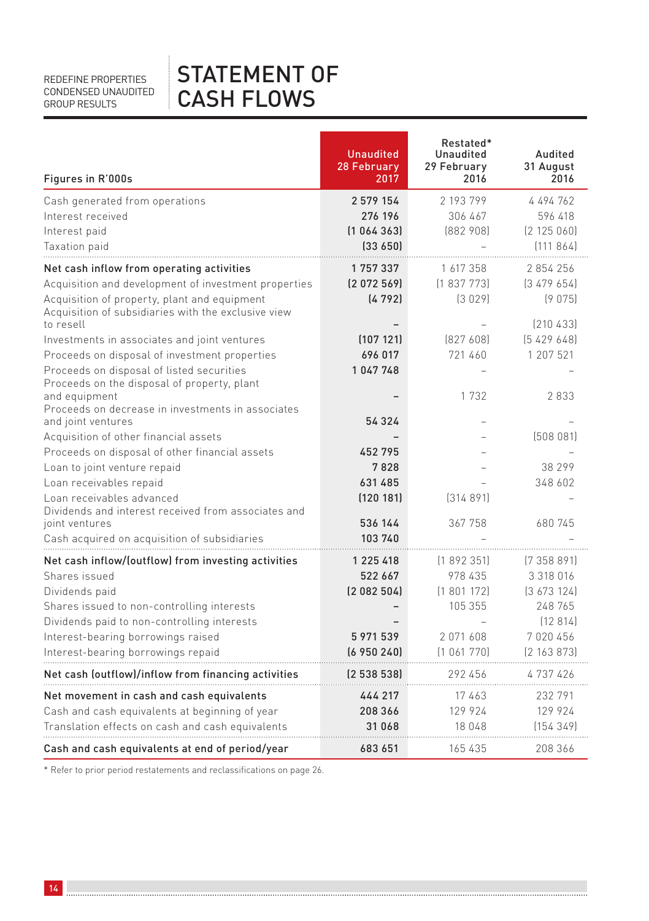# STATEMENT OF CASH FLOWS

| Figures in R'000s | Unaudited 28 February 2017 | Restated* Unaudited 29 February 2016 | Audited 31 August 2016 |
|---|---|---|---|
| Cash generated from operations | **2 579 154** | 2 193 799 | 4 494 762 |
| Interest received | **276 196** | 306 467 | 596 418 |
| Interest paid | **(1 064 363)** | (882 908) | (2 125 060) |
| Taxation paid | **(33 650)** | – | (111 864) |
| **Net cash inflow from operating activities** | **1 757 337** | 1 617 358 | 2 854 256 |
| Acquisition and development of investment properties | **(2 072 569)** | (1 837 773) | (3 479 654) |
| Acquisition of property, plant and equipment | **(4 792)** | (3 029) | (9 075) |
| Acquisition of subsidiaries with the exclusive view to resell | **–** | – | (210 433) |
| Investments in associates and joint ventures | **(107 121)** | (827 608) | (5 429 648) |
| Proceeds on disposal of investment properties | **696 017** | 721 460 | 1 207 521 |
| Proceeds on disposal of listed securities | **1 047 748** | – | – |
| Proceeds on the disposal of property, plant and equipment | **–** | 1 732 | 2 833 |
| Proceeds on decrease in investments in associates and joint ventures | **54 324** | – | – |
| Acquisition of other financial assets | **–** | – | (508 081) |
| Proceeds on disposal of other financial assets | **452 795** | – | – |
| Loan to joint venture repaid | **7 828** | – | 38 299 |
| Loan receivables repaid | **631 485** | – | 348 602 |
| Loan receivables advanced | **(120 181)** | (314 891) | – |
| Dividends and interest received from associates and joint ventures | **536 144** | 367 758 | 680 745 |
| Cash acquired on acquisition of subsidiaries | **103 740** | – | – |
| **Net cash inflow/(outflow) from investing activities** | **1 225 418** | (1 892 351) | (7 358 891) |
| Shares issued | **522 667** | 978 435 | 3 318 016 |
| Dividends paid | **(2 082 504)** | (1 801 172) | (3 673 124) |
| Shares issued to non-controlling interests | **–** | 105 355 | 248 765 |
| Dividends paid to non-controlling interests | **–** | – | (12 814) |
| Interest-bearing borrowings raised | **5 971 539** | 2 071 608 | 7 020 456 |
| Interest-bearing borrowings repaid | **(6 950 240)** | (1 061 770) | (2 163 873) |
| **Net cash (outflow)/inflow from financing activities** | **(2 538 538)** | 292 456 | 4 737 426 |
| **Net movement in cash and cash equivalents** | **444 217** | 17 463 | 232 791 |
| Cash and cash equivalents at beginning of year | **208 366** | 129 924 | 129 924 |
| Translation effects on cash and cash equivalents | **31 068** | 18 048 | (154 349) |
| **Cash and cash equivalents at end of period/year** | **683 651** | 165 435 | 208 366 |

* Refer to prior period restatements and reclassifications on page 26.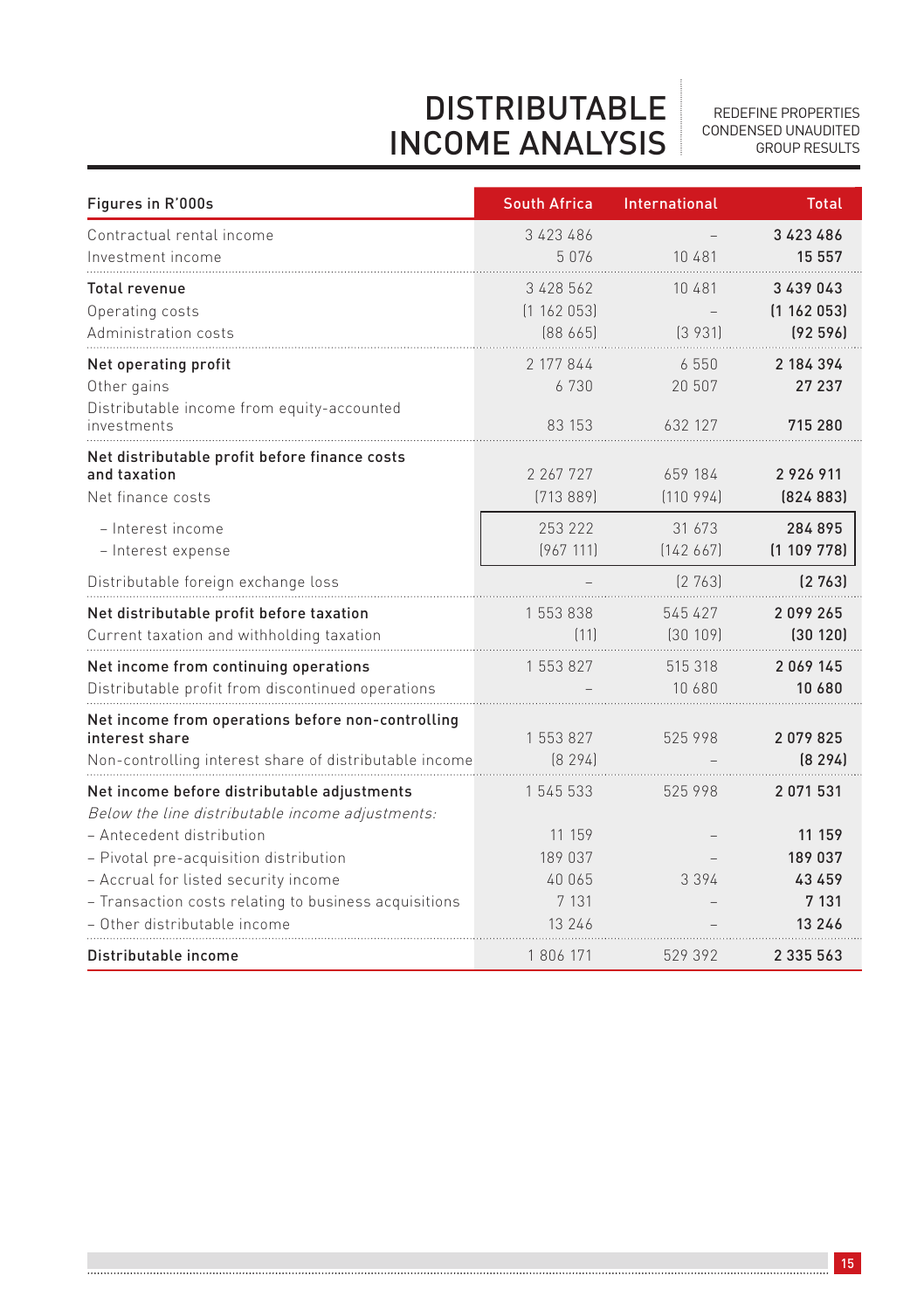# DISTRIBUTABLE INCOME ANALYSIS

| Figures in R'000s | South Africa | International | Total |
|---|---|---|---|
| Contractual rental income | 3 423 486 | – | **3 423 486** |
| Investment income | 5 076 | 10 481 | **15 557** |
| **Total revenue** | 3 428 562 | 10 481 | **3 439 043** |
| Operating costs | (1 162 053) | – | **(1 162 053)** |
| Administration costs | (88 665) | (3 931) | **(92 596)** |
| **Net operating profit** | 2 177 844 | 6 550 | **2 184 394** |
| Other gains | 6 730 | 20 507 | **27 237** |
| Distributable income from equity-accounted investments | 83 153 | 632 127 | **715 280** |
| **Net distributable profit before finance costs and taxation** | 2 267 727 | 659 184 | **2 926 911** |
| Net finance costs | (713 889) | (110 994) | **(824 883)** |
| – Interest income | 253 222 | 31 673 | **284 895** |
| – Interest expense | (967 111) | (142 667) | **(1 109 778)** |
| Distributable foreign exchange loss | – | (2 763) | **(2 763)** |
| **Net distributable profit before taxation** | 1 553 838 | 545 427 | **2 099 265** |
| Current taxation and withholding taxation | (11) | (30 109) | **(30 120)** |
| **Net income from continuing operations** | 1 553 827 | 515 318 | **2 069 145** |
| Distributable profit from discontinued operations | – | 10 680 | **10 680** |
| **Net income from operations before non-controlling interest share** | 1 553 827 | 525 998 | **2 079 825** |
| Non-controlling interest share of distributable income | (8 294) | – | **(8 294)** |
| **Net income before distributable adjustments** | 1 545 533 | 525 998 | **2 071 531** |
| *Below the line distributable income adjustments:* | | | |
| – Antecedent distribution | 11 159 | – | **11 159** |
| – Pivotal pre-acquisition distribution | 189 037 | – | **189 037** |
| – Accrual for listed security income | 40 065 | 3 394 | **43 459** |
| – Transaction costs relating to business acquisitions | 7 131 | – | **7 131** |
| – Other distributable income | 13 246 | – | **13 246** |
| **Distributable income** | 1 806 171 | 529 392 | **2 335 563** |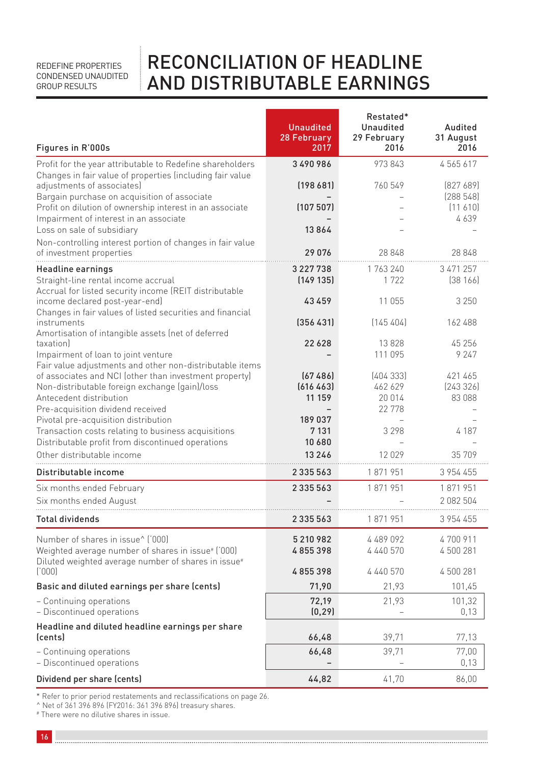# RECONCILIATION OF HEADLINE AND DISTRIBUTABLE EARNINGS

| Figures in R'000s | Unaudited 28 February 2017 | Restated* Unaudited 29 February 2016 | Audited 31 August 2016 |
|---|---|---|---|
| Profit for the year attributable to Redefine shareholders | **3 490 986** | 973 843 | 4 565 617 |
| Changes in fair value of properties (including fair value adjustments of associates) | **(198 681)** | 760 549 | (827 689) |
| Bargain purchase on acquisition of associate | **–** | – | (288 548) |
| Profit on dilution of ownership interest in an associate | **(107 507)** | – | (11 610) |
| Impairment of interest in an associate | **–** | – | 4 639 |
| Loss on sale of subsidiary | **13 864** | – | – |
| Non-controlling interest portion of changes in fair value of investment properties | **29 076** | 28 848 | 28 848 |
| **Headline earnings** | **3 227 738** | 1 763 240 | 3 471 257 |
| Straight-line rental income accrual | **(149 135)** | 1 722 | (38 166) |
| Accrual for listed security income (REIT distributable income declared post-year-end) | **43 459** | 11 055 | 3 250 |
| Changes in fair values of listed securities and financial instruments | **(356 431)** | (145 404) | 162 488 |
| Amortisation of intangible assets (net of deferred taxation) | **22 628** | 13 828 | 45 256 |
| Impairment of loan to joint venture | **–** | 111 095 | 9 247 |
| Fair value adjustments and other non-distributable items of associates and NCI (other than investment property) | **(67 486)** | (404 333) | 421 465 |
| Non-distributable foreign exchange (gain)/loss | **(616 463)** | 462 629 | (243 326) |
| Antecedent distribution | **11 159** | 20 014 | 83 088 |
| Pre-acquisition dividend received | **–** | 22 778 | – |
| Pivotal pre-acquisition distribution | **189 037** | – | – |
| Transaction costs relating to business acquisitions | **7 131** | 3 298 | 4 187 |
| Distributable profit from discontinued operations | **10 680** | – | – |
| Other distributable income | **13 246** | 12 029 | 35 709 |
| **Distributable income** | **2 335 563** | 1 871 951 | 3 954 455 |
| Six months ended February | **2 335 563** | 1 871 951 | 1 871 951 |
| Six months ended August | **–** | – | 2 082 504 |
| **Total dividends** | **2 335 563** | 1 871 951 | 3 954 455 |
| Number of shares in issue^ ('000) | **5 210 982** | 4 489 092 | 4 700 911 |
| Weighted average number of shares in issue# ('000) | **4 855 398** | 4 440 570 | 4 500 281 |
| Diluted weighted average number of shares in issue# ('000) | **4 855 398** | 4 440 570 | 4 500 281 |
| **Basic and diluted earnings per share (cents)** | **71,90** | 21,93 | 101,45 |
| – Continuing operations | **72,19** | 21,93 | 101,32 |
| – Discontinued operations | **(0,29)** | – | 0,13 |
| **Headline and diluted headline earnings per share (cents)** | **66,48** | 39,71 | 77,13 |
| – Continuing operations | **66,48** | 39,71 | 77,00 |
| – Discontinued operations | **–** | – | 0,13 |
| **Dividend per share (cents)** | **44,82** | 41,70 | 86,00 |

\* Refer to prior period restatements and reclassifications on page 26.

^ Net of 361 396 896 (FY2016: 361 396 896) treasury shares.

# There were no dilutive shares in issue.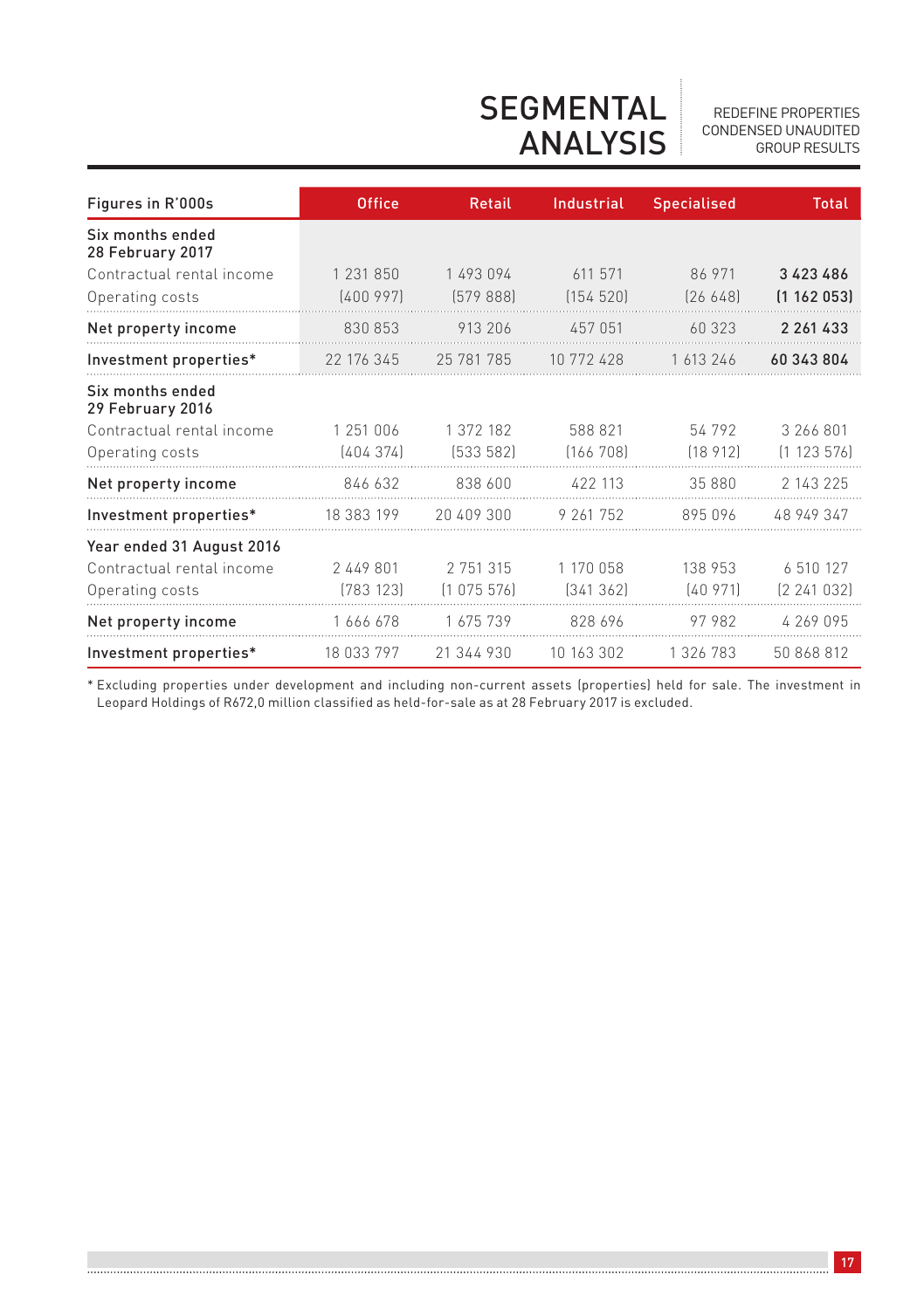# SEGMENTAL ANALYSIS

| Figures in R'000s | Office | Retail | Industrial | Specialised | Total |
|---|---|---|---|---|---|
| **Six months ended 28 February 2017** | | | | | |
| Contractual rental income | 1 231 850 | 1 493 094 | 611 571 | 86 971 | **3 423 486** |
| Operating costs | (400 997) | (579 888) | (154 520) | (26 648) | **(1 162 053)** |
| **Net property income** | 830 853 | 913 206 | 457 051 | 60 323 | **2 261 433** |
| **Investment properties*** | 22 176 345 | 25 781 785 | 10 772 428 | 1 613 246 | **60 343 804** |
| **Six months ended 29 February 2016** | | | | | |
| Contractual rental income | 1 251 006 | 1 372 182 | 588 821 | 54 792 | 3 266 801 |
| Operating costs | (404 374) | (533 582) | (166 708) | (18 912) | (1 123 576) |
| **Net property income** | 846 632 | 838 600 | 422 113 | 35 880 | 2 143 225 |
| **Investment properties*** | 18 383 199 | 20 409 300 | 9 261 752 | 895 096 | 48 949 347 |
| **Year ended 31 August 2016** | | | | | |
| Contractual rental income | 2 449 801 | 2 751 315 | 1 170 058 | 138 953 | 6 510 127 |
| Operating costs | (783 123) | (1 075 576) | (341 362) | (40 971) | (2 241 032) |
| **Net property income** | 1 666 678 | 1 675 739 | 828 696 | 97 982 | 4 269 095 |
| **Investment properties*** | 18 033 797 | 21 344 930 | 10 163 302 | 1 326 783 | 50 868 812 |

* Excluding properties under development and including non-current assets (properties) held for sale. The investment in Leopard Holdings of R672,0 million classified as held-for-sale as at 28 February 2017 is excluded.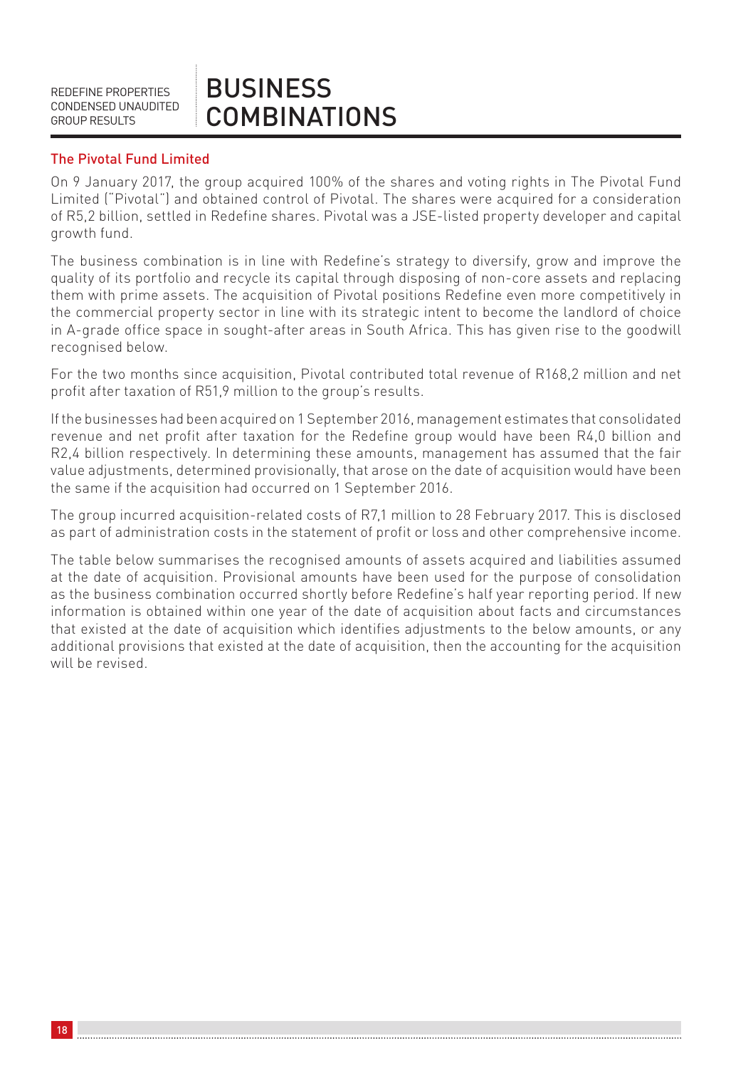# BUSINESS COMBINATIONS

## The Pivotal Fund Limited

On 9 January 2017, the group acquired 100% of the shares and voting rights in The Pivotal Fund Limited ("Pivotal") and obtained control of Pivotal. The shares were acquired for a consideration of R5,2 billion, settled in Redefine shares. Pivotal was a JSE-listed property developer and capital growth fund.

The business combination is in line with Redefine's strategy to diversify, grow and improve the quality of its portfolio and recycle its capital through disposing of non-core assets and replacing them with prime assets. The acquisition of Pivotal positions Redefine even more competitively in the commercial property sector in line with its strategic intent to become the landlord of choice in A-grade office space in sought-after areas in South Africa. This has given rise to the goodwill recognised below.

For the two months since acquisition, Pivotal contributed total revenue of R168,2 million and net profit after taxation of R51,9 million to the group's results.

If the businesses had been acquired on 1 September 2016, management estimates that consolidated revenue and net profit after taxation for the Redefine group would have been R4,0 billion and R2,4 billion respectively. In determining these amounts, management has assumed that the fair value adjustments, determined provisionally, that arose on the date of acquisition would have been the same if the acquisition had occurred on 1 September 2016.

The group incurred acquisition-related costs of R7,1 million to 28 February 2017. This is disclosed as part of administration costs in the statement of profit or loss and other comprehensive income.

The table below summarises the recognised amounts of assets acquired and liabilities assumed at the date of acquisition. Provisional amounts have been used for the purpose of consolidation as the business combination occurred shortly before Redefine's half year reporting period. If new information is obtained within one year of the date of acquisition about facts and circumstances that existed at the date of acquisition which identifies adjustments to the below amounts, or any additional provisions that existed at the date of acquisition, then the accounting for the acquisition will be revised.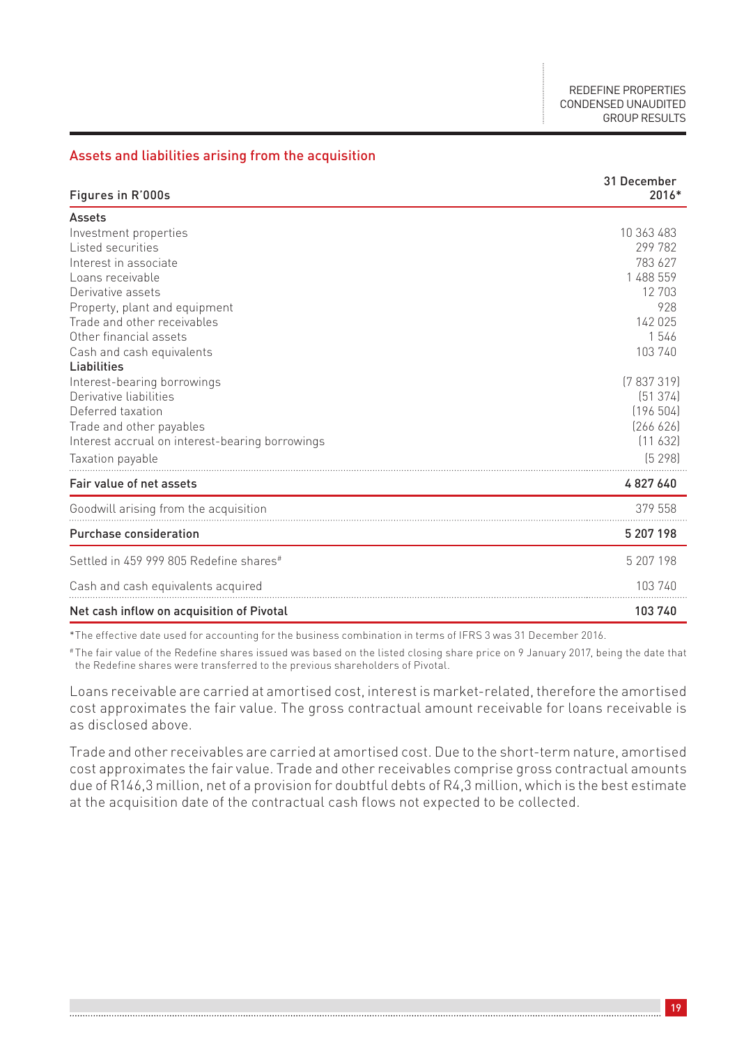## Assets and liabilities arising from the acquisition

| Figures in R'000s | 31 December 2016* |
|---|---|
| **Assets** | |
| Investment properties | 10 363 483 |
| Listed securities | 299 782 |
| Interest in associate | 783 627 |
| Loans receivable | 1 488 559 |
| Derivative assets | 12 703 |
| Property, plant and equipment | 928 |
| Trade and other receivables | 142 025 |
| Other financial assets | 1 546 |
| Cash and cash equivalents | 103 740 |
| **Liabilities** | |
| Interest-bearing borrowings | (7 837 319) |
| Derivative liabilities | (51 374) |
| Deferred taxation | (196 504) |
| Trade and other payables | (266 626) |
| Interest accrual on interest-bearing borrowings | (11 632) |
| Taxation payable | (5 298) |
| **Fair value of net assets** | **4 827 640** |
| Goodwill arising from the acquisition | 379 558 |
| **Purchase consideration** | **5 207 198** |
| Settled in 459 999 805 Redefine shares# | 5 207 198 |
| Cash and cash equivalents acquired | 103 740 |
| **Net cash inflow on acquisition of Pivotal** | **103 740** |

*The effective date used for accounting for the business combination in terms of IFRS 3 was 31 December 2016.

#The fair value of the Redefine shares issued was based on the listed closing share price on 9 January 2017, being the date that the Redefine shares were transferred to the previous shareholders of Pivotal.

Loans receivable are carried at amortised cost, interest is market-related, therefore the amortised cost approximates the fair value. The gross contractual amount receivable for loans receivable is as disclosed above.

Trade and other receivables are carried at amortised cost. Due to the short-term nature, amortised cost approximates the fair value. Trade and other receivables comprise gross contractual amounts due of R146,3 million, net of a provision for doubtful debts of R4,3 million, which is the best estimate at the acquisition date of the contractual cash flows not expected to be collected.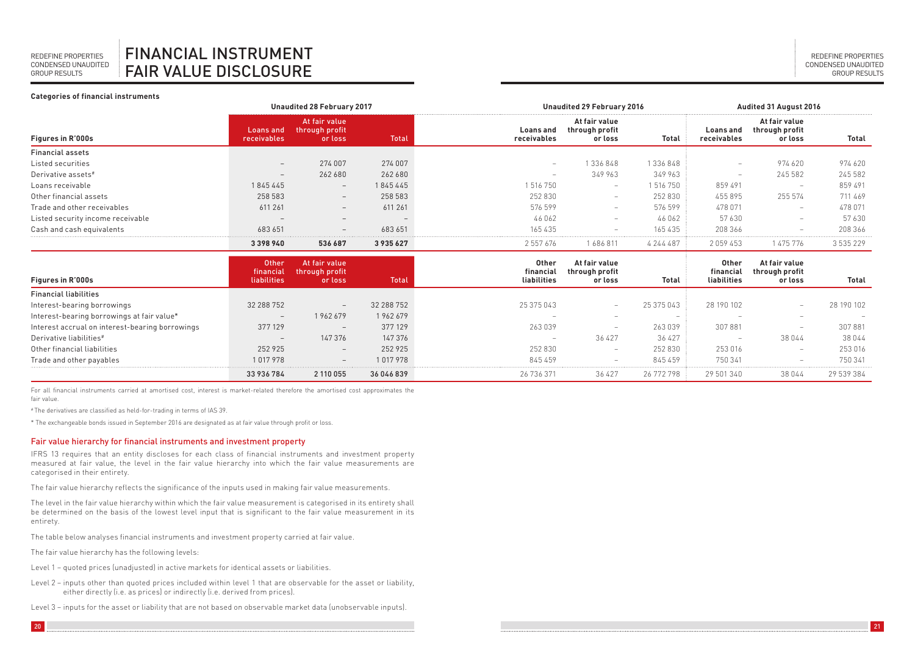# FINANCIAL INSTRUMENT FAIR VALUE DISCLOSURE

**Categories of financial instruments**

| Figures in R'000s | Unaudited 28 February 2017 | | | Unaudited 29 February 2016 | | | Audited 31 August 2016 | | |
|---|---|---|---|---|---|---|---|---|---|
| | Loans and receivables | At fair value through profit or loss | Total | Loans and receivables | At fair value through profit or loss | Total | Loans and receivables | At fair value through profit or loss | Total |
| **Financial assets** | | | | | | | | | |
| Listed securities | – | 274 007 | 274 007 | – | 1 336 848 | 1 336 848 | – | 974 620 | 974 620 |
| Derivative assets# | – | 262 680 | 262 680 | – | 349 963 | 349 963 | – | 245 582 | 245 582 |
| Loans receivable | 1 845 445 | – | 1 845 445 | 1 516 750 | – | 1 516 750 | 859 491 | – | 859 491 |
| Other financial assets | 258 583 | – | 258 583 | 252 830 | – | 252 830 | 455 895 | 255 574 | 711 469 |
| Trade and other receivables | 611 261 | – | 611 261 | 576 599 | – | 576 599 | 478 071 | – | 478 071 |
| Listed security income receivable | – | – | – | 46 062 | – | 46 062 | 57 630 | – | 57 630 |
| Cash and cash equivalents | 683 651 | – | 683 651 | 165 435 | – | 165 435 | 208 366 | – | 208 366 |
| | **3 398 940** | **536 687** | **3 935 627** | 2 557 676 | 1 686 811 | 4 244 487 | 2 059 453 | 1 475 776 | 3 535 229 |

| Figures in R'000s | Other financial liabilities | At fair value through profit or loss | Total | Other financial liabilities | At fair value through profit or loss | Total | Other financial liabilities | At fair value through profit or loss | Total |
|---|---|---|---|---|---|---|---|---|---|
| **Financial liabilities** | | | | | | | | | |
| Interest-bearing borrowings | 32 288 752 | – | 32 288 752 | 25 375 043 | – | 25 375 043 | 28 190 102 | – | 28 190 102 |
| Interest-bearing borrowings at fair value* | – | 1 962 679 | 1 962 679 | – | – | – | – | – | – |
| Interest accrual on interest-bearing borrowings | 377 129 | – | 377 129 | 263 039 | – | 263 039 | 307 881 | – | 307 881 |
| Derivative liabilities# | – | 147 376 | 147 376 | – | 36 427 | 36 427 | – | 38 044 | 38 044 |
| Other financial liabilities | 252 925 | – | 252 925 | 252 830 | – | 252 830 | 253 016 | – | 253 016 |
| Trade and other payables | 1 017 978 | – | 1 017 978 | 845 459 | – | 845 459 | 750 341 | – | 750 341 |
| | **33 936 784** | **2 110 055** | **36 046 839** | 26 736 371 | 36 427 | 26 772 798 | 29 501 340 | 38 044 | 29 539 384 |

For all financial instruments carried at amortised cost, interest is market-related therefore the amortised cost approximates the fair value.

# The derivatives are classified as held-for-trading in terms of IAS 39.

* The exchangeable bonds issued in September 2016 are designated as at fair value through profit or loss.

## Fair value hierarchy for financial instruments and investment property

IFRS 13 requires that an entity discloses for each class of financial instruments and investment property measured at fair value, the level in the fair value hierarchy into which the fair value measurements are categorised in their entirety.

The fair value hierarchy reflects the significance of the inputs used in making fair value measurements.

The level in the fair value hierarchy within which the fair value measurement is categorised in its entirety shall be determined on the basis of the lowest level input that is significant to the fair value measurement in its entirety.

The table below analyses financial instruments and investment property carried at fair value.

The fair value hierarchy has the following levels:

Level 1 – quoted prices (unadjusted) in active markets for identical assets or liabilities.

Level 2 – inputs other than quoted prices included within level 1 that are observable for the asset or liability, either directly (i.e. as prices) or indirectly (i.e. derived from prices).

Level 3 – inputs for the asset or liability that are not based on observable market data (unobservable inputs).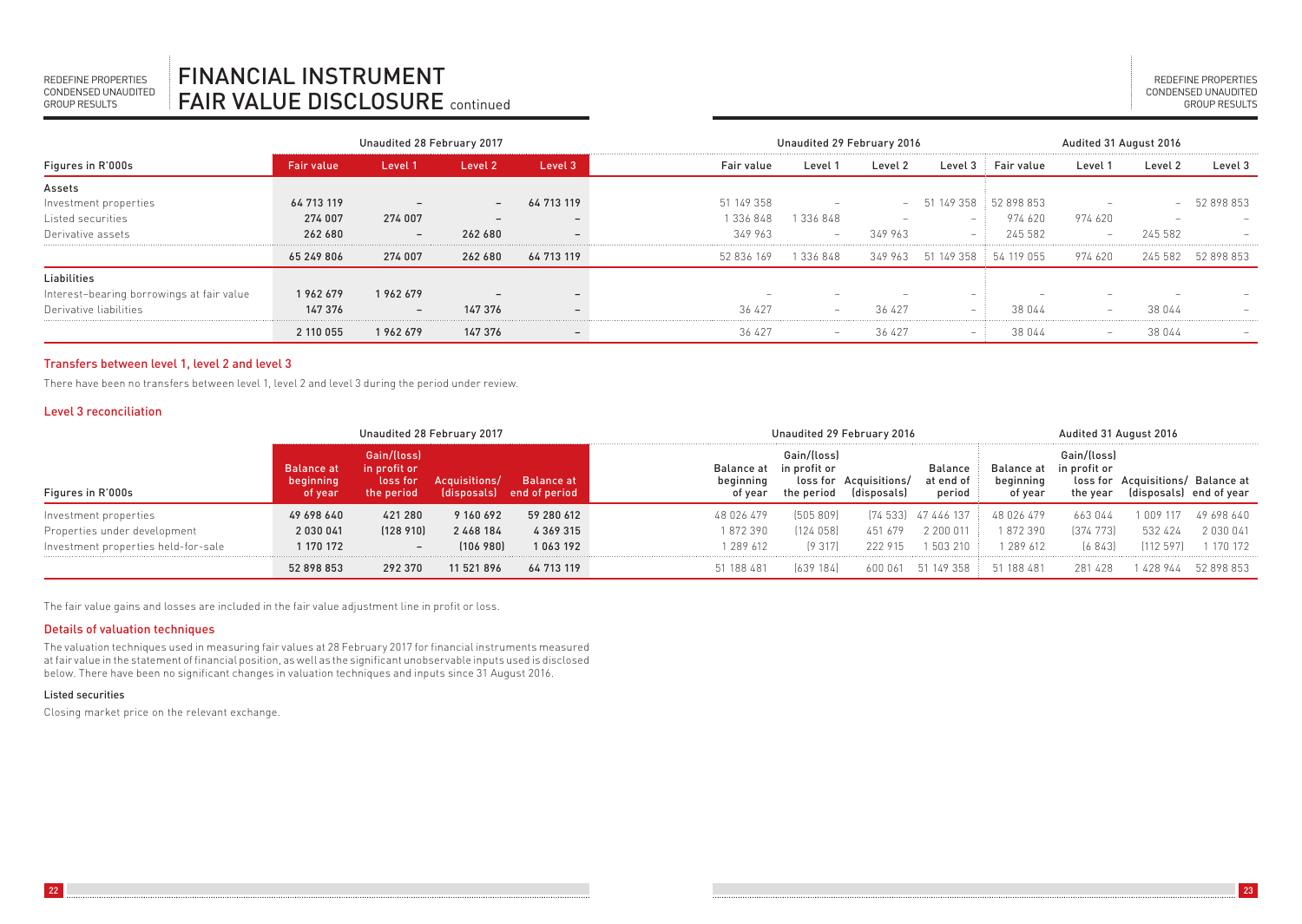# FINANCIAL INSTRUMENT FAIR VALUE DISCLOSURE continued

| Figures in R'000s | Unaudited 28 February 2017 | | | | Unaudited 29 February 2016 | | | | Audited 31 August 2016 | | | |
|---|---|---|---|---|---|---|---|---|---|---|---|---|
| | Fair value | Level 1 | Level 2 | Level 3 | Fair value | Level 1 | Level 2 | Level 3 | Fair value | Level 1 | Level 2 | Level 3 |
| **Assets** | | | | | | | | | | | | |
| Investment properties | 64 713 119 | – | – | 64 713 119 | 51 149 358 | – | – | 51 149 358 | 52 898 853 | – | – | 52 898 853 |
| Listed securities | 274 007 | 274 007 | – | – | 1 336 848 | 1 336 848 | – | – | 974 620 | 974 620 | – | – |
| Derivative assets | 262 680 | – | 262 680 | – | 349 963 | – | 349 963 | – | 245 582 | – | 245 582 | – |
| | 65 249 806 | 274 007 | 262 680 | 64 713 119 | 52 836 169 | 1 336 848 | 349 963 | 51 149 358 | 54 119 055 | 974 620 | 245 582 | 52 898 853 |
| **Liabilities** | | | | | | | | | | | | |
| Interest-bearing borrowings at fair value | 1 962 679 | 1 962 679 | – | – | – | – | – | – | – | – | – | – |
| Derivative liabilities | 147 376 | – | 147 376 | – | 36 427 | – | 36 427 | – | 38 044 | – | 38 044 | – |
| | 2 110 055 | 1 962 679 | 147 376 | – | 36 427 | – | 36 427 | – | 38 044 | – | 38 044 | – |

## Transfers between level 1, level 2 and level 3

There have been no transfers between level 1, level 2 and level 3 during the period under review.

## Level 3 reconciliation

| Figures in R'000s | Unaudited 28 February 2017 | | | | Unaudited 29 February 2016 | | | | Audited 31 August 2016 | | | |
|---|---|---|---|---|---|---|---|---|---|---|---|---|
| | Balance at beginning of year | Gain/(loss) in profit or loss for the period | Acquisitions/ (disposals) | Balance at end of period | Balance at beginning of year | Gain/(loss) in profit or loss for the period | Acquisitions/ (disposals) | Balance at end of period | Balance at beginning of year | Gain/(loss) in profit or loss for the year | Acquisitions/ (disposals) | Balance at end of year |
| Investment properties | 49 698 640 | 421 280 | 9 160 692 | 59 280 612 | 48 026 479 | (505 809) | (74 533) | 47 446 137 | 48 026 479 | 663 044 | 1 009 117 | 49 698 640 |
| Properties under development | 2 030 041 | (128 910) | 2 468 184 | 4 369 315 | 1 872 390 | (124 058) | 451 679 | 2 200 011 | 1 872 390 | (374 773) | 532 424 | 2 030 041 |
| Investment properties held-for-sale | 1 170 172 | – | (106 980) | 1 063 192 | 1 289 612 | (9 317) | 222 915 | 1 503 210 | 1 289 612 | (6 843) | (112 597) | 1 170 172 |
| | 52 898 853 | 292 370 | 11 521 896 | 64 713 119 | 51 188 481 | (639 184) | 600 061 | 51 149 358 | 51 188 481 | 281 428 | 1 428 944 | 52 898 853 |

The fair value gains and losses are included in the fair value adjustment line in profit or loss.

## Details of valuation techniques

The valuation techniques used in measuring fair values at 28 February 2017 for financial instruments measured at fair value in the statement of financial position, as well as the significant unobservable inputs used is disclosed below. There have been no significant changes in valuation techniques and inputs since 31 August 2016.

### Listed securities

Closing market price on the relevant exchange.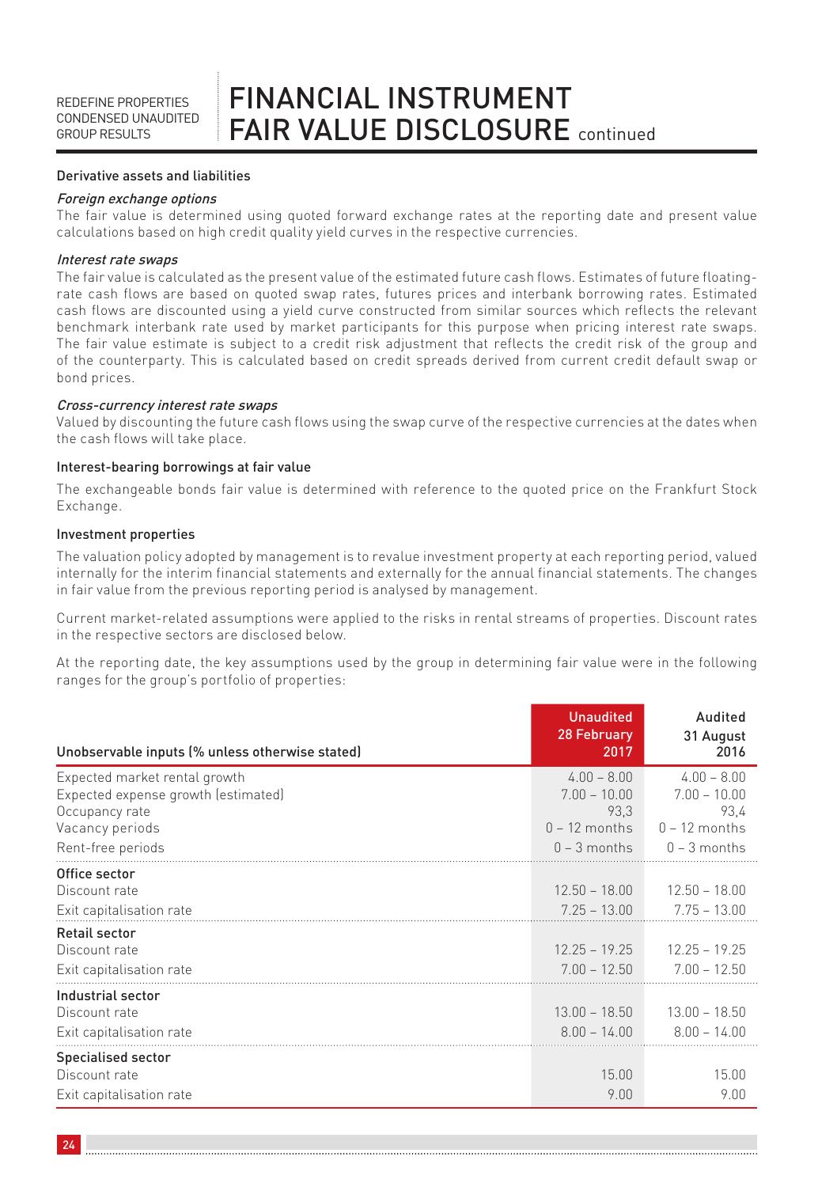# FINANCIAL INSTRUMENT FAIR VALUE DISCLOSURE continued

### Derivative assets and liabilities

*Foreign exchange options*

The fair value is determined using quoted forward exchange rates at the reporting date and present value calculations based on high credit quality yield curves in the respective currencies.

*Interest rate swaps*

The fair value is calculated as the present value of the estimated future cash flows. Estimates of future floating-rate cash flows are based on quoted swap rates, futures prices and interbank borrowing rates. Estimated cash flows are discounted using a yield curve constructed from similar sources which reflects the relevant benchmark interbank rate used by market participants for this purpose when pricing interest rate swaps. The fair value estimate is subject to a credit risk adjustment that reflects the credit risk of the group and of the counterparty. This is calculated based on credit spreads derived from current credit default swap or bond prices.

*Cross-currency interest rate swaps*

Valued by discounting the future cash flows using the swap curve of the respective currencies at the dates when the cash flows will take place.

### Interest-bearing borrowings at fair value

The exchangeable bonds fair value is determined with reference to the quoted price on the Frankfurt Stock Exchange.

### Investment properties

The valuation policy adopted by management is to revalue investment property at each reporting period, valued internally for the interim financial statements and externally for the annual financial statements. The changes in fair value from the previous reporting period is analysed by management.

Current market-related assumptions were applied to the risks in rental streams of properties. Discount rates in the respective sectors are disclosed below.

At the reporting date, the key assumptions used by the group in determining fair value were in the following ranges for the group's portfolio of properties:

| Unobservable inputs (% unless otherwise stated) | Unaudited 28 February 2017 | Audited 31 August 2016 |
|---|---|---|
| Expected market rental growth | 4.00 – 8.00 | 4.00 – 8.00 |
| Expected expense growth (estimated) | 7.00 – 10.00 | 7.00 – 10.00 |
| Occupancy rate | 93,3 | 93,4 |
| Vacancy periods | 0 – 12 months | 0 – 12 months |
| Rent-free periods | 0 – 3 months | 0 – 3 months |
| **Office sector** | | |
| Discount rate | 12.50 – 18.00 | 12.50 – 18.00 |
| Exit capitalisation rate | 7.25 – 13.00 | 7.75 – 13.00 |
| **Retail sector** | | |
| Discount rate | 12.25 – 19.25 | 12.25 – 19.25 |
| Exit capitalisation rate | 7.00 – 12.50 | 7.00 – 12.50 |
| **Industrial sector** | | |
| Discount rate | 13.00 – 18.50 | 13.00 – 18.50 |
| Exit capitalisation rate | 8.00 – 14.00 | 8.00 – 14.00 |
| **Specialised sector** | | |
| Discount rate | 15.00 | 15.00 |
| Exit capitalisation rate | 9.00 | 9.00 |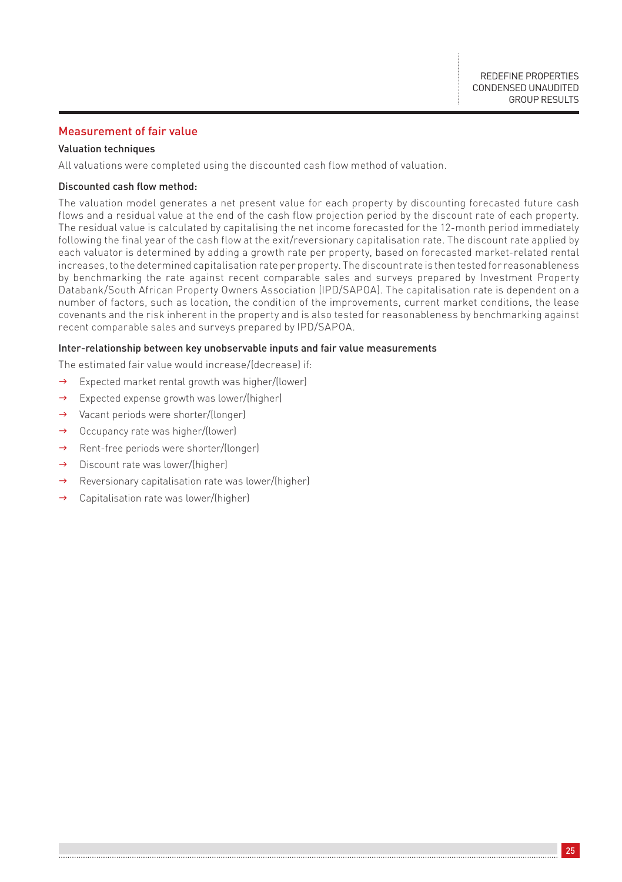## Measurement of fair value

### Valuation techniques

All valuations were completed using the discounted cash flow method of valuation.

### Discounted cash flow method:

The valuation model generates a net present value for each property by discounting forecasted future cash flows and a residual value at the end of the cash flow projection period by the discount rate of each property. The residual value is calculated by capitalising the net income forecasted for the 12-month period immediately following the final year of the cash flow at the exit/reversionary capitalisation rate. The discount rate applied by each valuator is determined by adding a growth rate per property, based on forecasted market-related rental increases, to the determined capitalisation rate per property. The discount rate is then tested for reasonableness by benchmarking the rate against recent comparable sales and surveys prepared by Investment Property Databank/South African Property Owners Association (IPD/SAPOA). The capitalisation rate is dependent on a number of factors, such as location, the condition of the improvements, current market conditions, the lease covenants and the risk inherent in the property and is also tested for reasonableness by benchmarking against recent comparable sales and surveys prepared by IPD/SAPOA.

### Inter-relationship between key unobservable inputs and fair value measurements

The estimated fair value would increase/(decrease) if:

- Expected market rental growth was higher/(lower)
- Expected expense growth was lower/(higher)
- Vacant periods were shorter/(longer)
- Occupancy rate was higher/(lower)
- Rent-free periods were shorter/(longer)
- Discount rate was lower/(higher)
- Reversionary capitalisation rate was lower/(higher)
- Capitalisation rate was lower/(higher)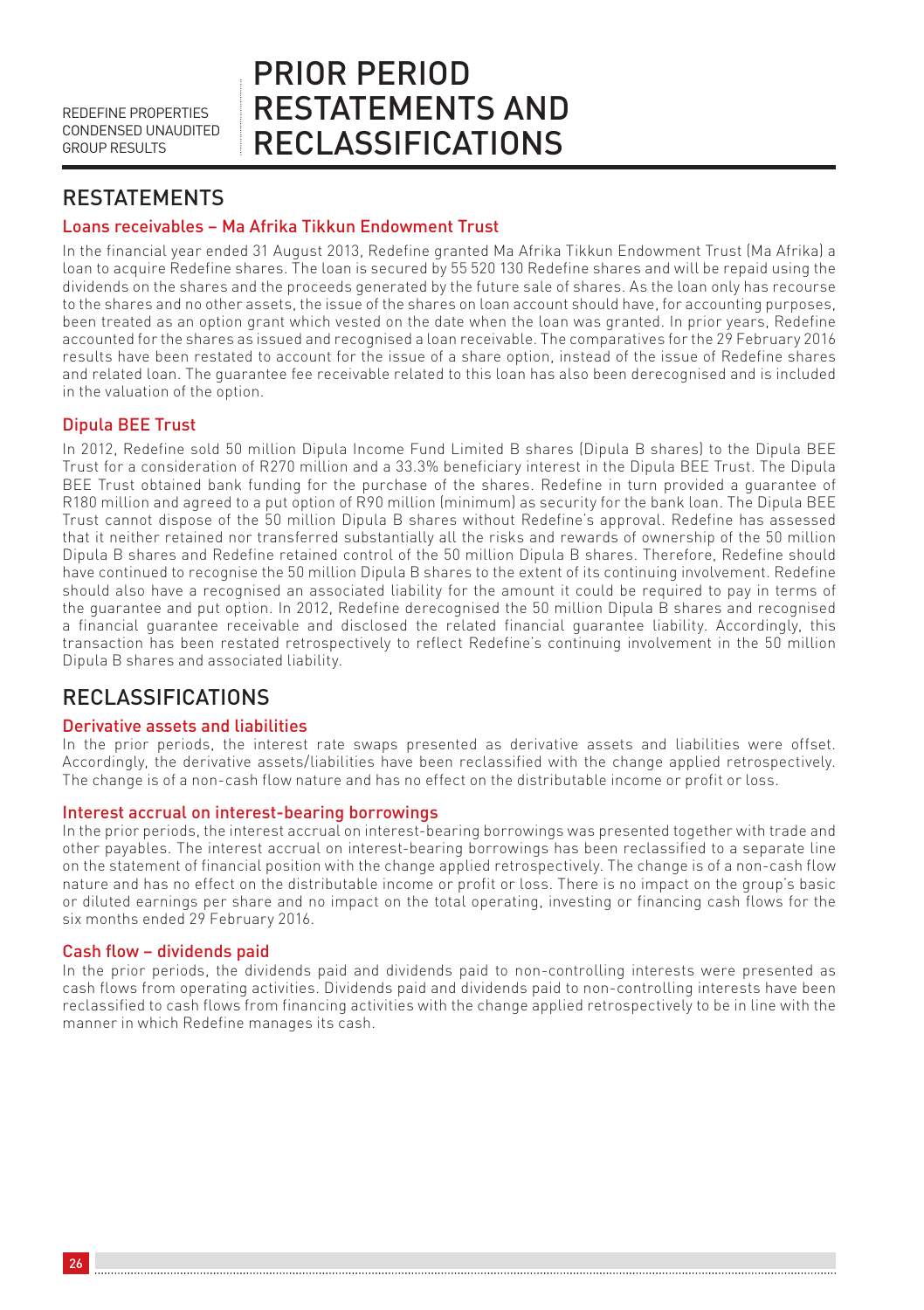# PRIOR PERIOD RESTATEMENTS AND RECLASSIFICATIONS

## RESTATEMENTS

### Loans receivables – Ma Afrika Tikkun Endowment Trust

In the financial year ended 31 August 2013, Redefine granted Ma Afrika Tikkun Endowment Trust (Ma Afrika) a loan to acquire Redefine shares. The loan is secured by 55 520 130 Redefine shares and will be repaid using the dividends on the shares and the proceeds generated by the future sale of shares. As the loan only has recourse to the shares and no other assets, the issue of the shares on loan account should have, for accounting purposes, been treated as an option grant which vested on the date when the loan was granted. In prior years, Redefine accounted for the shares as issued and recognised a loan receivable. The comparatives for the 29 February 2016 results have been restated to account for the issue of a share option, instead of the issue of Redefine shares and related loan. The guarantee fee receivable related to this loan has also been derecognised and is included in the valuation of the option.

### Dipula BEE Trust

In 2012, Redefine sold 50 million Dipula Income Fund Limited B shares (Dipula B shares) to the Dipula BEE Trust for a consideration of R270 million and a 33.3% beneficiary interest in the Dipula BEE Trust. The Dipula BEE Trust obtained bank funding for the purchase of the shares. Redefine in turn provided a guarantee of R180 million and agreed to a put option of R90 million (minimum) as security for the bank loan. The Dipula BEE Trust cannot dispose of the 50 million Dipula B shares without Redefine's approval. Redefine has assessed that it neither retained nor transferred substantially all the risks and rewards of ownership of the 50 million Dipula B shares and Redefine retained control of the 50 million Dipula B shares. Therefore, Redefine should have continued to recognise the 50 million Dipula B shares to the extent of its continuing involvement. Redefine should also have a recognised an associated liability for the amount it could be required to pay in terms of the guarantee and put option. In 2012, Redefine derecognised the 50 million Dipula B shares and recognised a financial guarantee receivable and disclosed the related financial guarantee liability. Accordingly, this transaction has been restated retrospectively to reflect Redefine's continuing involvement in the 50 million Dipula B shares and associated liability.

## RECLASSIFICATIONS

### Derivative assets and liabilities

In the prior periods, the interest rate swaps presented as derivative assets and liabilities were offset. Accordingly, the derivative assets/liabilities have been reclassified with the change applied retrospectively. The change is of a non-cash flow nature and has no effect on the distributable income or profit or loss.

### Interest accrual on interest-bearing borrowings

In the prior periods, the interest accrual on interest-bearing borrowings was presented together with trade and other payables. The interest accrual on interest-bearing borrowings has been reclassified to a separate line on the statement of financial position with the change applied retrospectively. The change is of a non-cash flow nature and has no effect on the distributable income or profit or loss. There is no impact on the group's basic or diluted earnings per share and no impact on the total operating, investing or financing cash flows for the six months ended 29 February 2016.

### Cash flow – dividends paid

In the prior periods, the dividends paid and dividends paid to non-controlling interests were presented as cash flows from operating activities. Dividends paid and dividends paid to non-controlling interests have been reclassified to cash flows from financing activities with the change applied retrospectively to be in line with the manner in which Redefine manages its cash.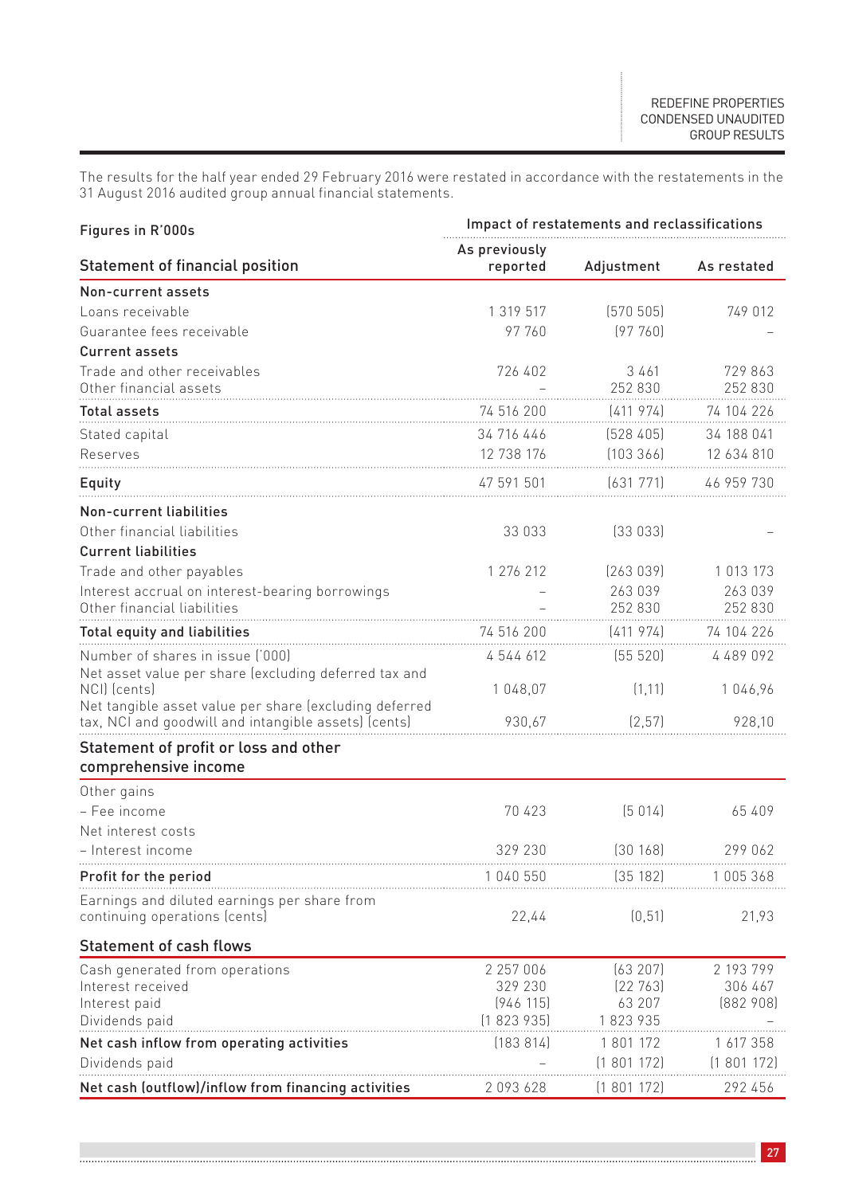The results for the half year ended 29 February 2016 were restated in accordance with the restatements in the 31 August 2016 audited group annual financial statements.

| Figures in R'000s | Impact of restatements and reclassifications | | |
|---|---|---|---|
| **Statement of financial position** | **As previously reported** | **Adjustment** | **As restated** |
| **Non-current assets** | | | |
| Loans receivable | 1 319 517 | (570 505) | 749 012 |
| Guarantee fees receivable | 97 760 | (97 760) | – |
| **Current assets** | | | |
| Trade and other receivables | 726 402 | 3 461 | 729 863 |
| Other financial assets | – | 252 830 | 252 830 |
| **Total assets** | 74 516 200 | (411 974) | 74 104 226 |
| Stated capital | 34 716 446 | (528 405) | 34 188 041 |
| Reserves | 12 738 176 | (103 366) | 12 634 810 |
| **Equity** | 47 591 501 | (631 771) | 46 959 730 |
| **Non-current liabilities** | | | |
| Other financial liabilities | 33 033 | (33 033) | – |
| **Current liabilities** | | | |
| Trade and other payables | 1 276 212 | (263 039) | 1 013 173 |
| Interest accrual on interest-bearing borrowings | – | 263 039 | 263 039 |
| Other financial liabilities | – | 252 830 | 252 830 |
| **Total equity and liabilities** | 74 516 200 | (411 974) | 74 104 226 |
| Number of shares in issue ('000) | 4 544 612 | (55 520) | 4 489 092 |
| Net asset value per share (excluding deferred tax and NCI) (cents) | 1 048,07 | (1,11) | 1 046,96 |
| Net tangible asset value per share (excluding deferred tax, NCI and goodwill and intangible assets) (cents) | 930,67 | (2,57) | 928,10 |
| **Statement of profit or loss and other comprehensive income** | | | |
| Other gains | | | |
| – Fee income | 70 423 | (5 014) | 65 409 |
| Net interest costs | | | |
| – Interest income | 329 230 | (30 168) | 299 062 |
| **Profit for the period** | 1 040 550 | (35 182) | 1 005 368 |
| Earnings and diluted earnings per share from continuing operations (cents) | 22,44 | (0,51) | 21,93 |
| **Statement of cash flows** | | | |
| Cash generated from operations | 2 257 006 | (63 207) | 2 193 799 |
| Interest received | 329 230 | (22 763) | 306 467 |
| Interest paid | (946 115) | 63 207 | (882 908) |
| Dividends paid | (1 823 935) | 1 823 935 | – |
| **Net cash inflow from operating activities** | (183 814) | 1 801 172 | 1 617 358 |
| Dividends paid | – | (1 801 172) | (1 801 172) |
| **Net cash (outflow)/inflow from financing activities** | 2 093 628 | (1 801 172) | 292 456 |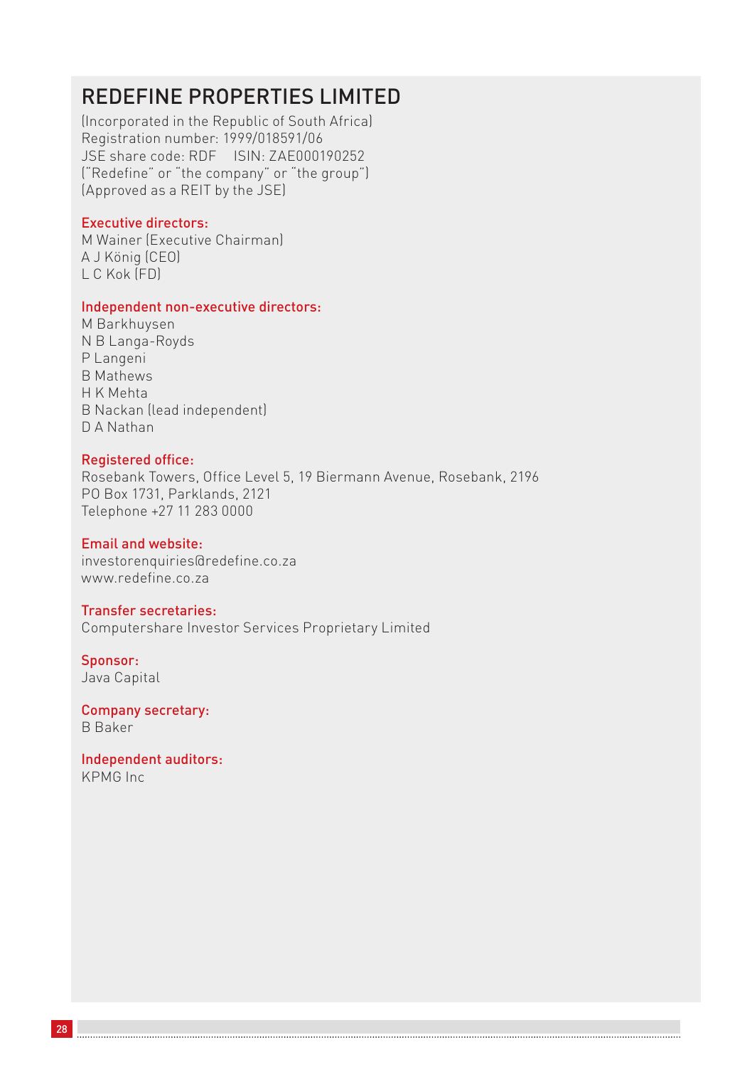# REDEFINE PROPERTIES LIMITED

(Incorporated in the Republic of South Africa)
Registration number: 1999/018591/06
JSE share code: RDF ISIN: ZAE000190252
("Redefine" or "the company" or "the group")
(Approved as a REIT by the JSE)

**Executive directors:**
M Wainer (Executive Chairman)
A J König (CEO)
L C Kok (FD)

**Independent non-executive directors:**
M Barkhuysen
N B Langa-Royds
P Langeni
B Mathews
H K Mehta
B Nackan (lead independent)
D A Nathan

**Registered office:**
Rosebank Towers, Office Level 5, 19 Biermann Avenue, Rosebank, 2196
PO Box 1731, Parklands, 2121
Telephone +27 11 283 0000

**Email and website:**
investorenquiries@redefine.co.za
www.redefine.co.za

**Transfer secretaries:**
Computershare Investor Services Proprietary Limited

**Sponsor:**
Java Capital

**Company secretary:**
B Baker

**Independent auditors:**
KPMG Inc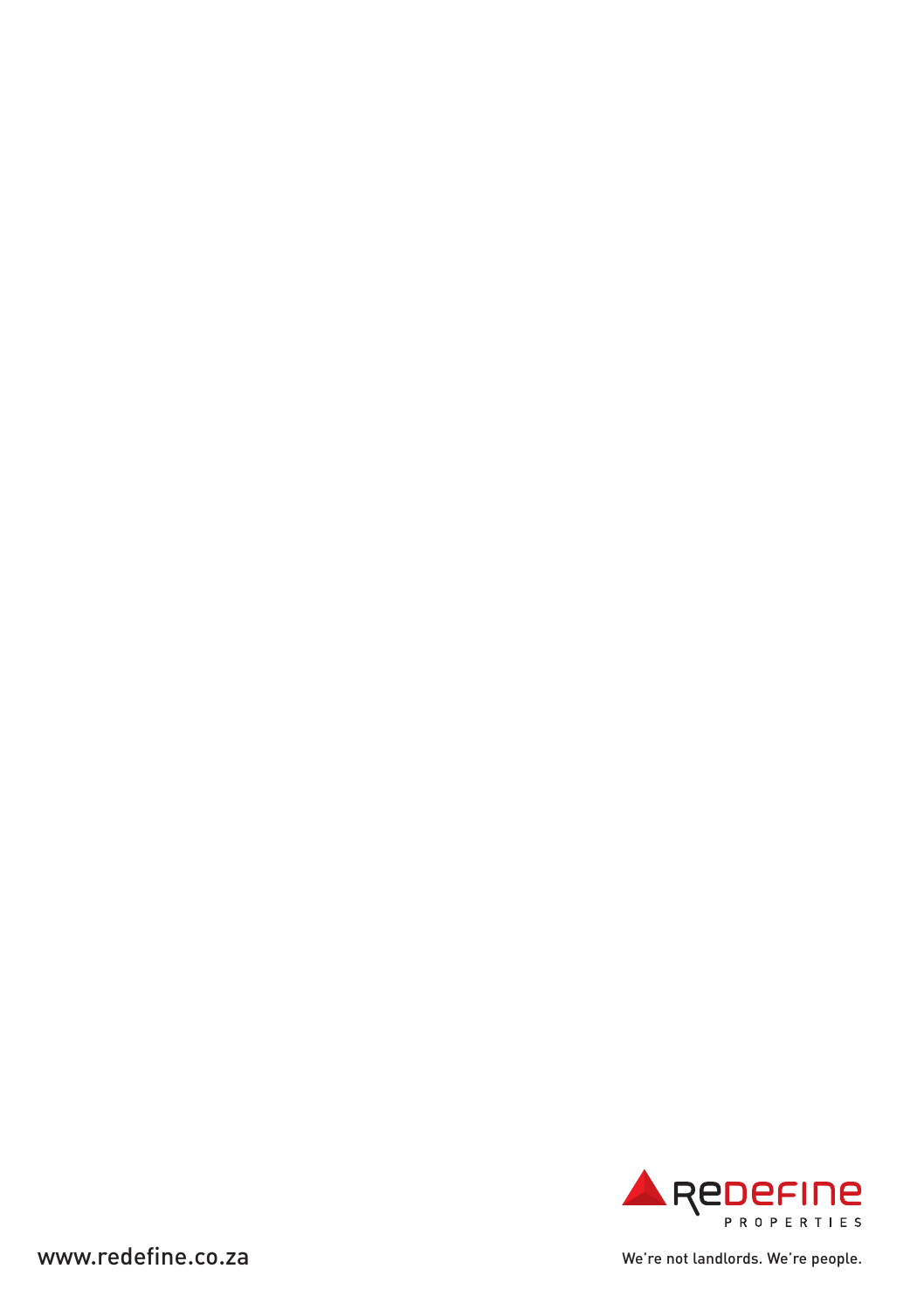REDEFINE PROPERTIES

www.redefine.co.za

We're not landlords. We're people.